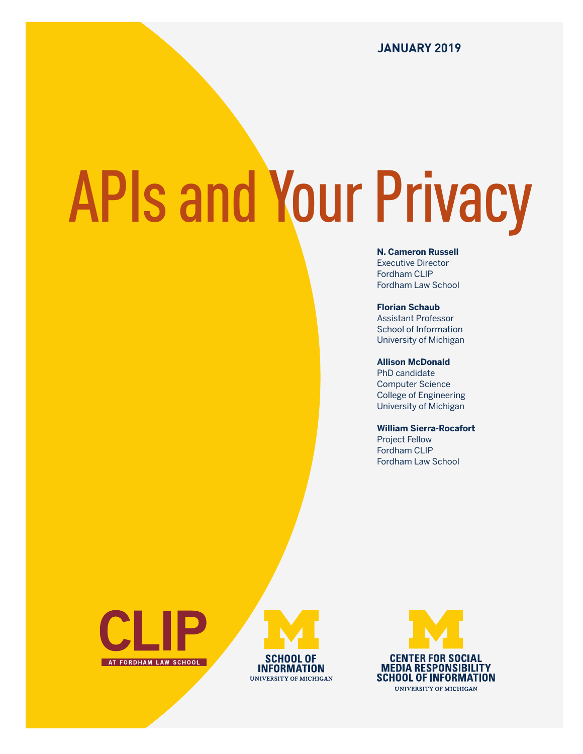JANUARY 2019

# APIs and Your Privacy

**N. Cameron Russell**
Executive Director
Fordham CLIP
Fordham Law School

**Florian Schaub**
Assistant Professor
School of Information
University of Michigan

**Allison McDonald**
PhD candidate
Computer Science
College of Engineering
University of Michigan

**William Sierra-Rocafort**
Project Fellow
Fordham CLIP
Fordham Law School

CLIP AT FORDHAM LAW SCHOOL

SCHOOL OF INFORMATION
UNIVERSITY OF MICHIGAN

CENTER FOR SOCIAL MEDIA RESPONSIBILITY
SCHOOL OF INFORMATION
UNIVERSITY OF MICHIGAN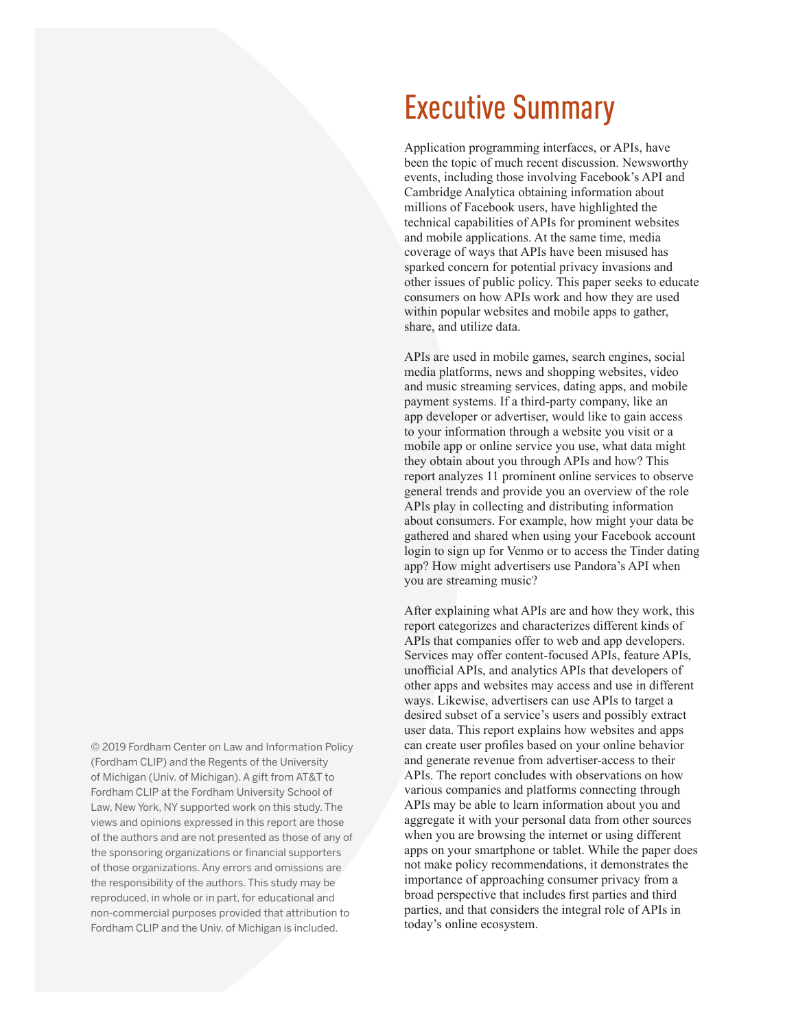# Executive Summary

Application programming interfaces, or APIs, have been the topic of much recent discussion. Newsworthy events, including those involving Facebook's API and Cambridge Analytica obtaining information about millions of Facebook users, have highlighted the technical capabilities of APIs for prominent websites and mobile applications. At the same time, media coverage of ways that APIs have been misused has sparked concern for potential privacy invasions and other issues of public policy. This paper seeks to educate consumers on how APIs work and how they are used within popular websites and mobile apps to gather, share, and utilize data.

APIs are used in mobile games, search engines, social media platforms, news and shopping websites, video and music streaming services, dating apps, and mobile payment systems. If a third-party company, like an app developer or advertiser, would like to gain access to your information through a website you visit or a mobile app or online service you use, what data might they obtain about you through APIs and how? This report analyzes 11 prominent online services to observe general trends and provide you an overview of the role APIs play in collecting and distributing information about consumers. For example, how might your data be gathered and shared when using your Facebook account login to sign up for Venmo or to access the Tinder dating app? How might advertisers use Pandora's API when you are streaming music?

After explaining what APIs are and how they work, this report categorizes and characterizes different kinds of APIs that companies offer to web and app developers. Services may offer content-focused APIs, feature APIs, unofficial APIs, and analytics APIs that developers of other apps and websites may access and use in different ways. Likewise, advertisers can use APIs to target a desired subset of a service's users and possibly extract user data. This report explains how websites and apps can create user profiles based on your online behavior and generate revenue from advertiser-access to their APIs. The report concludes with observations on how various companies and platforms connecting through APIs may be able to learn information about you and aggregate it with your personal data from other sources when you are browsing the internet or using different apps on your smartphone or tablet. While the paper does not make policy recommendations, it demonstrates the importance of approaching consumer privacy from a broad perspective that includes first parties and third parties, and that considers the integral role of APIs in today's online ecosystem.

© 2019 Fordham Center on Law and Information Policy (Fordham CLIP) and the Regents of the University of Michigan (Univ. of Michigan). A gift from AT&T to Fordham CLIP at the Fordham University School of Law, New York, NY supported work on this study. The views and opinions expressed in this report are those of the authors and are not presented as those of any of the sponsoring organizations or financial supporters of those organizations. Any errors and omissions are the responsibility of the authors. This study may be reproduced, in whole or in part, for educational and non-commercial purposes provided that attribution to Fordham CLIP and the Univ. of Michigan is included.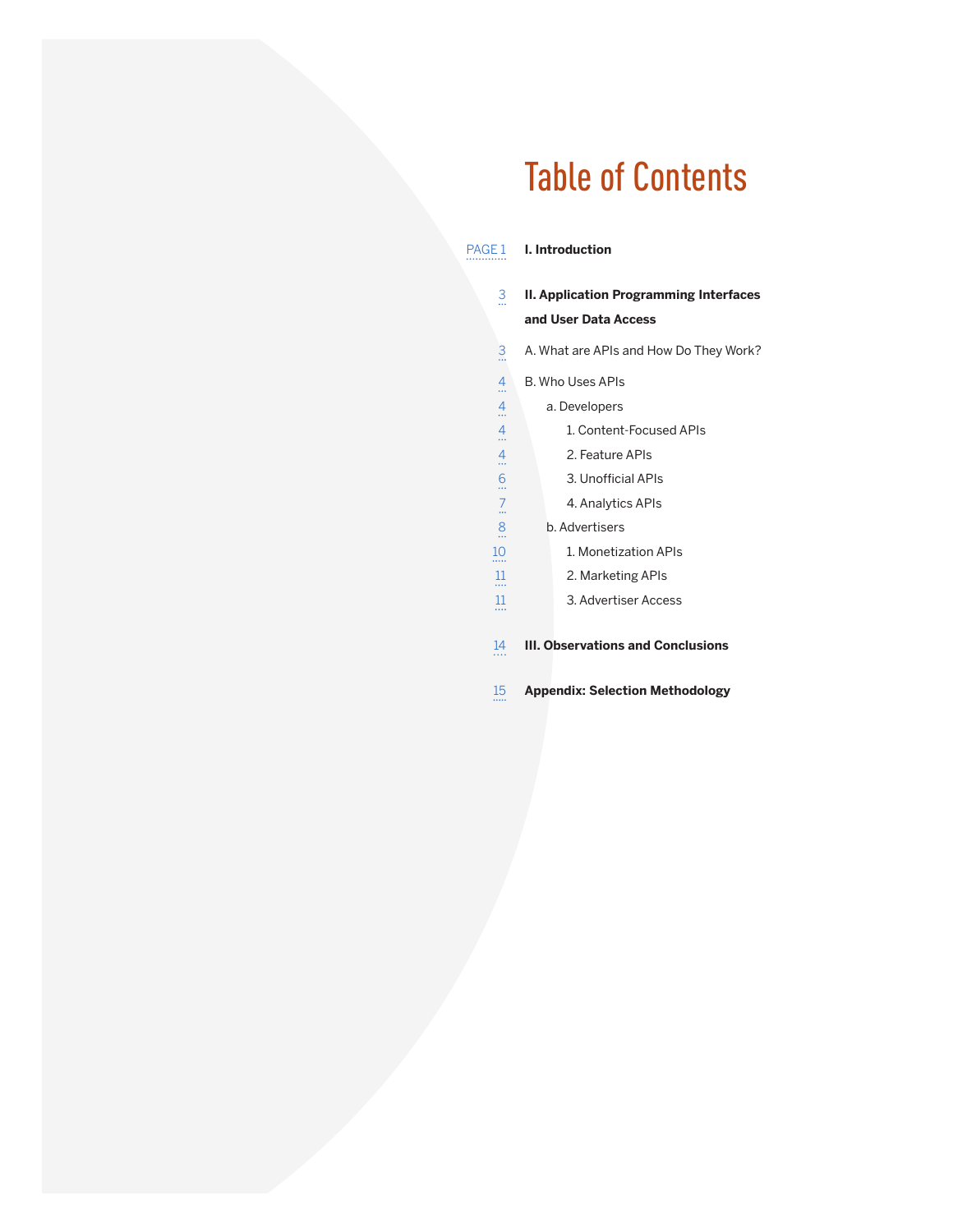# Table of Contents

| Page | Section |
|---|---|
| PAGE 1 | **I. Introduction** |
| 3 | **II. Application Programming Interfaces and User Data Access** |
| 3 | A. What are APIs and How Do They Work? |
| 4 | B. Who Uses APIs |
| 4 | a. Developers |
| 4 | 1. Content-Focused APIs |
| 4 | 2. Feature APIs |
| 6 | 3. Unofficial APIs |
| 7 | 4. Analytics APIs |
| 8 | b. Advertisers |
| 10 | 1. Monetization APIs |
| 11 | 2. Marketing APIs |
| 11 | 3. Advertiser Access |
| 14 | **III. Observations and Conclusions** |
| 15 | **Appendix: Selection Methodology** |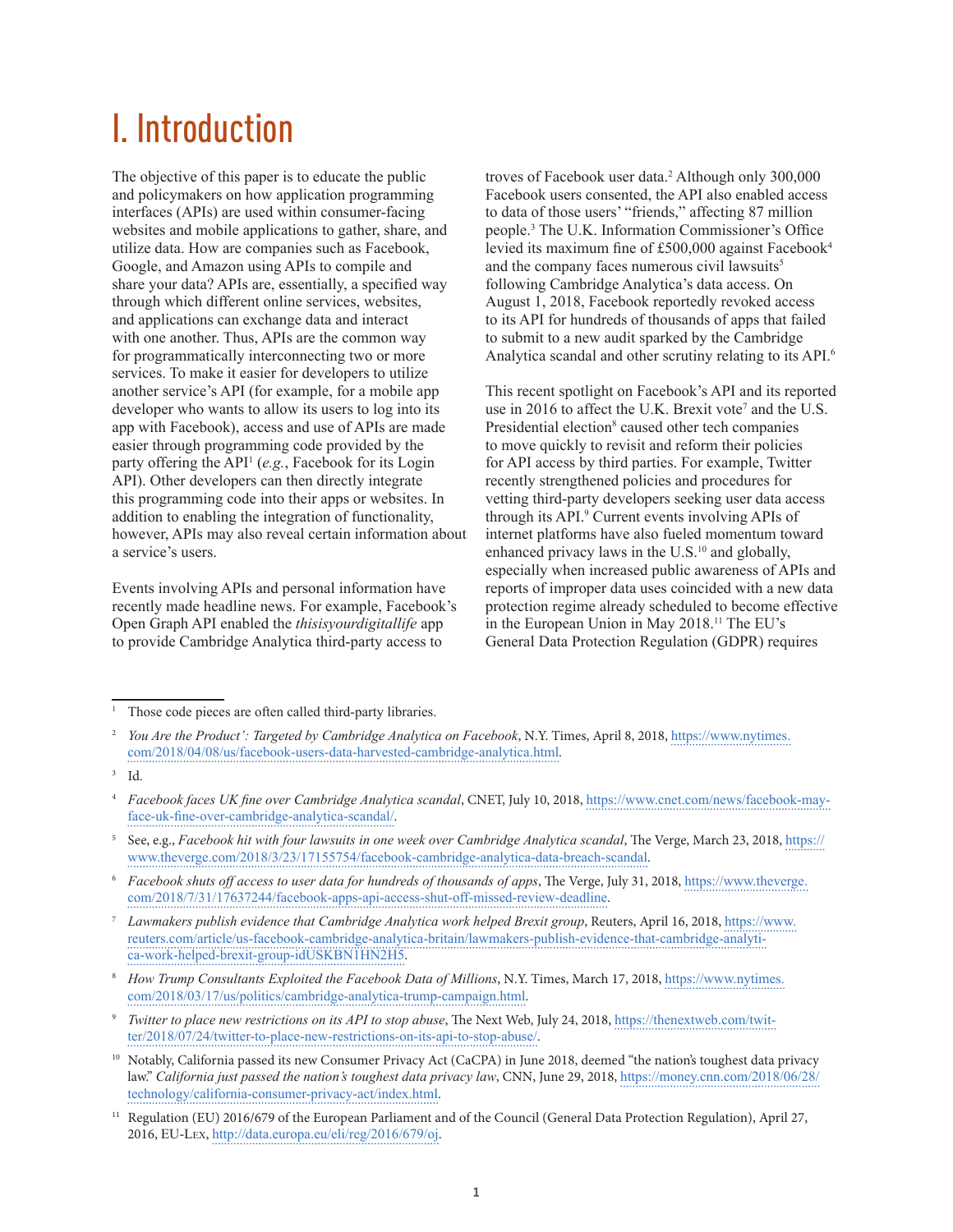# I. Introduction

The objective of this paper is to educate the public and policymakers on how application programming interfaces (APIs) are used within consumer-facing websites and mobile applications to gather, share, and utilize data. How are companies such as Facebook, Google, and Amazon using APIs to compile and share your data? APIs are, essentially, a specified way through which different online services, websites, and applications can exchange data and interact with one another. Thus, APIs are the common way for programmatically interconnecting two or more services. To make it easier for developers to utilize another service's API (for example, for a mobile app developer who wants to allow its users to log into its app with Facebook), access and use of APIs are made easier through programming code provided by the party offering the API[1] (*e.g.*, Facebook for its Login API). Other developers can then directly integrate this programming code into their apps or websites. In addition to enabling the integration of functionality, however, APIs may also reveal certain information about a service's users.

Events involving APIs and personal information have recently made headline news. For example, Facebook's Open Graph API enabled the *thisisyourdigitallife* app to provide Cambridge Analytica third-party access to troves of Facebook user data.[2] Although only 300,000 Facebook users consented, the API also enabled access to data of those users' "friends," affecting 87 million people.[3] The U.K. Information Commissioner's Office levied its maximum fine of £500,000 against Facebook[4] and the company faces numerous civil lawsuits[5] following Cambridge Analytica's data access. On August 1, 2018, Facebook reportedly revoked access to its API for hundreds of thousands of apps that failed to submit to a new audit sparked by the Cambridge Analytica scandal and other scrutiny relating to its API.[6]

This recent spotlight on Facebook's API and its reported use in 2016 to affect the U.K. Brexit vote[7] and the U.S. Presidential election[8] caused other tech companies to move quickly to revisit and reform their policies for API access by third parties. For example, Twitter recently strengthened policies and procedures for vetting third-party developers seeking user data access through its API.[9] Current events involving APIs of internet platforms have also fueled momentum toward enhanced privacy laws in the U.S.[10] and globally, especially when increased public awareness of APIs and reports of improper data uses coincided with a new data protection regime already scheduled to become effective in the European Union in May 2018.[11] The EU's General Data Protection Regulation (GDPR) requires

---

1 Those code pieces are often called third-party libraries.

2 *You Are the Product': Targeted by Cambridge Analytica on Facebook*, N.Y. Times, April 8, 2018, https://www.nytimes.com/2018/04/08/us/facebook-users-data-harvested-cambridge-analytica.html.

3 Id.

4 *Facebook faces UK fine over Cambridge Analytica scandal*, CNET, July 10, 2018, https://www.cnet.com/news/facebook-may-face-uk-fine-over-cambridge-analytica-scandal/.

5 See, e.g., *Facebook hit with four lawsuits in one week over Cambridge Analytica scandal*, The Verge, March 23, 2018, https://www.theverge.com/2018/3/23/17155754/facebook-cambridge-analytica-data-breach-scandal.

6 *Facebook shuts off access to user data for hundreds of thousands of apps*, The Verge, July 31, 2018, https://www.theverge.com/2018/7/31/17637244/facebook-apps-api-access-shut-off-missed-review-deadline.

7 *Lawmakers publish evidence that Cambridge Analytica work helped Brexit group*, Reuters, April 16, 2018, https://www.reuters.com/article/us-facebook-cambridge-analytica-britain/lawmakers-publish-evidence-that-cambridge-analytica-work-helped-brexit-group-idUSKBN1HN2H5.

8 *How Trump Consultants Exploited the Facebook Data of Millions*, N.Y. Times, March 17, 2018, https://www.nytimes.com/2018/03/17/us/politics/cambridge-analytica-trump-campaign.html.

9 *Twitter to place new restrictions on its API to stop abuse*, The Next Web, July 24, 2018, https://thenextweb.com/twitter/2018/07/24/twitter-to-place-new-restrictions-on-its-api-to-stop-abuse/.

10 Notably, California passed its new Consumer Privacy Act (CaCPA) in June 2018, deemed "the nation's toughest data privacy law." *California just passed the nation's toughest data privacy law*, CNN, June 29, 2018, https://money.cnn.com/2018/06/28/technology/california-consumer-privacy-act/index.html.

11 Regulation (EU) 2016/679 of the European Parliament and of the Council (General Data Protection Regulation), April 27, 2016, EU-Lex, http://data.europa.eu/eli/reg/2016/679/oj.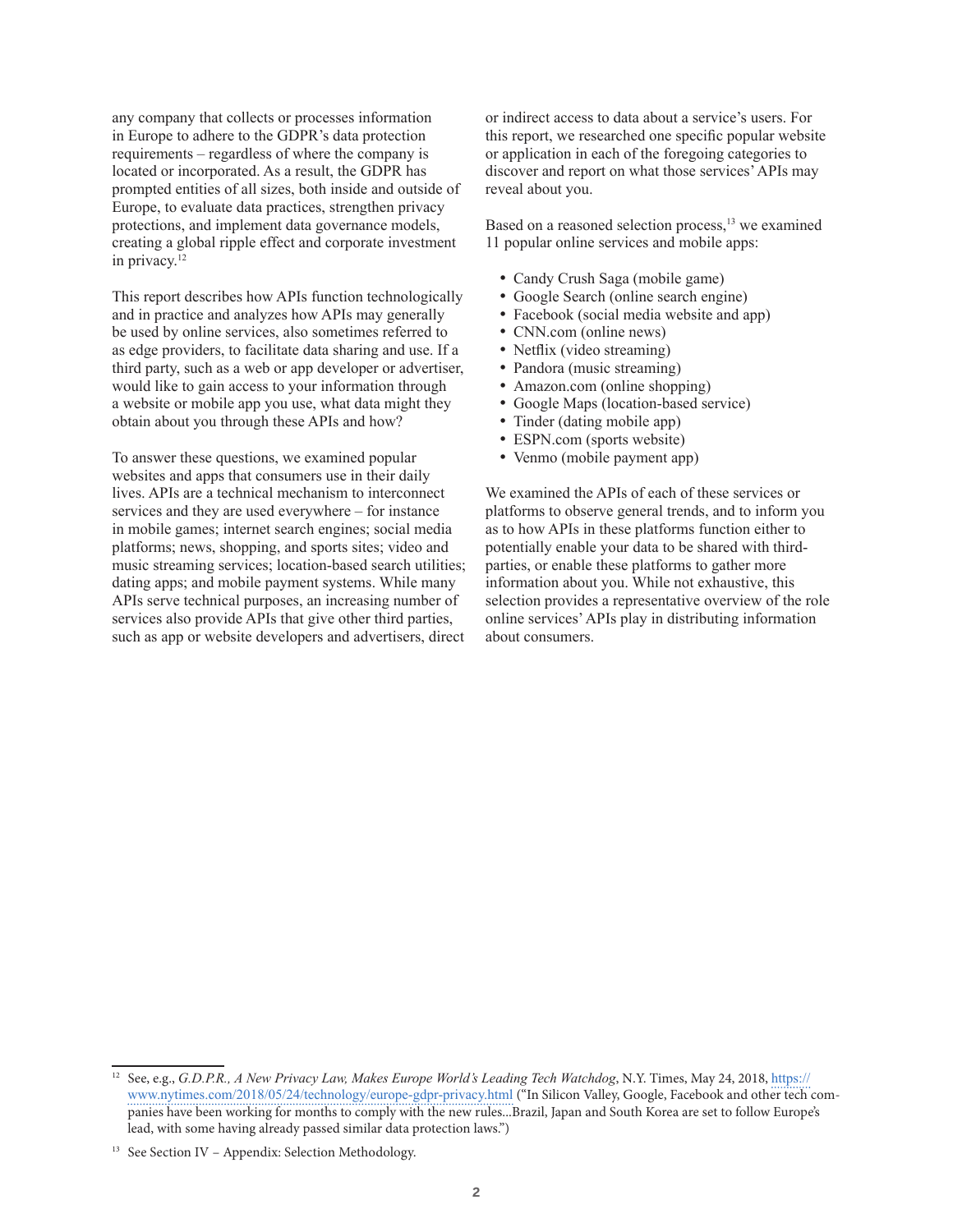any company that collects or processes information in Europe to adhere to the GDPR's data protection requirements – regardless of where the company is located or incorporated. As a result, the GDPR has prompted entities of all sizes, both inside and outside of Europe, to evaluate data practices, strengthen privacy protections, and implement data governance models, creating a global ripple effect and corporate investment in privacy.[12]

This report describes how APIs function technologically and in practice and analyzes how APIs may generally be used by online services, also sometimes referred to as edge providers, to facilitate data sharing and use. If a third party, such as a web or app developer or advertiser, would like to gain access to your information through a website or mobile app you use, what data might they obtain about you through these APIs and how?

To answer these questions, we examined popular websites and apps that consumers use in their daily lives. APIs are a technical mechanism to interconnect services and they are used everywhere – for instance in mobile games; internet search engines; social media platforms; news, shopping, and sports sites; video and music streaming services; location-based search utilities; dating apps; and mobile payment systems. While many APIs serve technical purposes, an increasing number of services also provide APIs that give other third parties, such as app or website developers and advertisers, direct or indirect access to data about a service's users. For this report, we researched one specific popular website or application in each of the foregoing categories to discover and report on what those services' APIs may reveal about you.

Based on a reasoned selection process,[13] we examined 11 popular online services and mobile apps:

- Candy Crush Saga (mobile game)
- Google Search (online search engine)
- Facebook (social media website and app)
- CNN.com (online news)
- Netflix (video streaming)
- Pandora (music streaming)
- Amazon.com (online shopping)
- Google Maps (location-based service)
- Tinder (dating mobile app)
- ESPN.com (sports website)
- Venmo (mobile payment app)

We examined the APIs of each of these services or platforms to observe general trends, and to inform you as to how APIs in these platforms function either to potentially enable your data to be shared with third-parties, or enable these platforms to gather more information about you. While not exhaustive, this selection provides a representative overview of the role online services' APIs play in distributing information about consumers.

---

[12] See, e.g., *G.D.P.R., A New Privacy Law, Makes Europe World's Leading Tech Watchdog*, N.Y. Times, May 24, 2018, https://www.nytimes.com/2018/05/24/technology/europe-gdpr-privacy.html ("In Silicon Valley, Google, Facebook and other tech companies have been working for months to comply with the new rules...Brazil, Japan and South Korea are set to follow Europe's lead, with some having already passed similar data protection laws.")

[13] See Section IV – Appendix: Selection Methodology.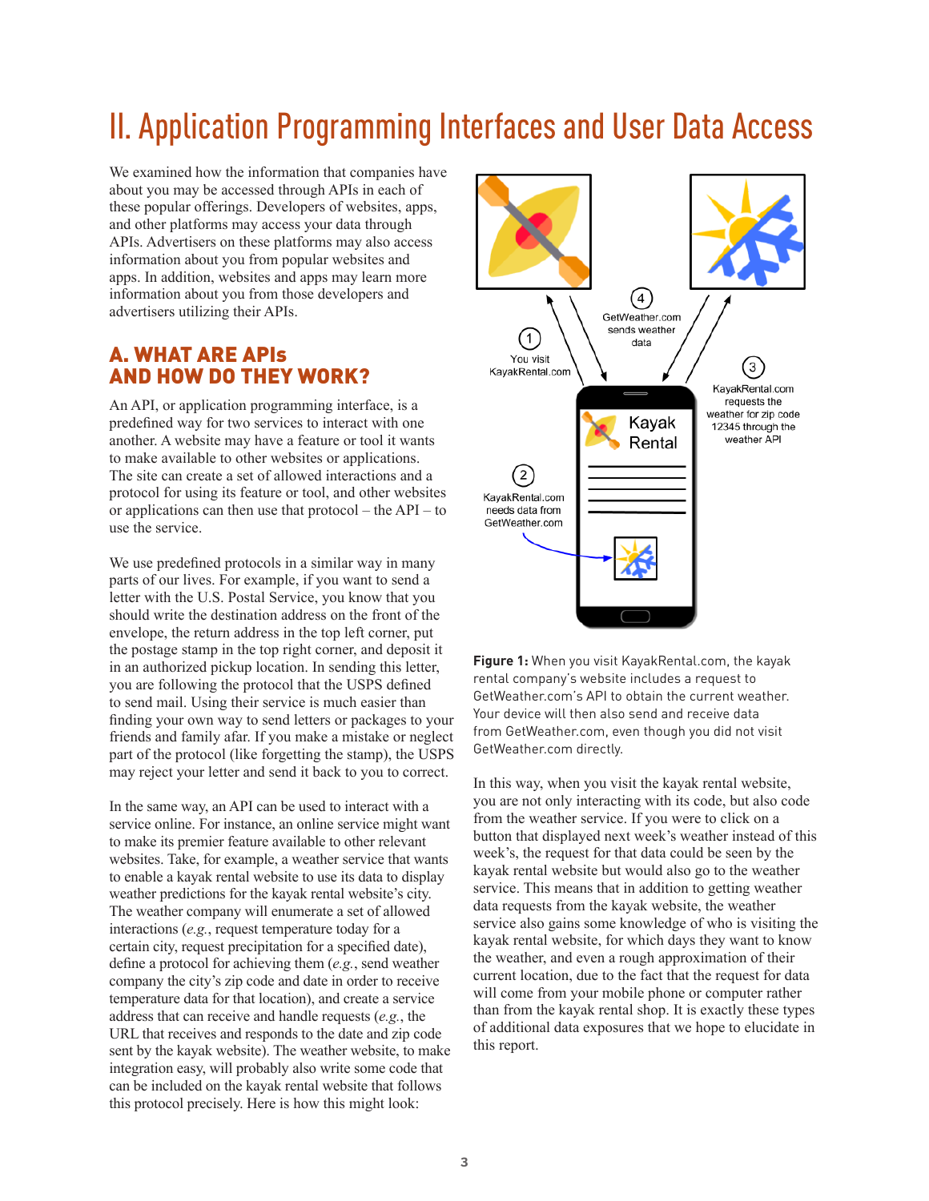# II. Application Programming Interfaces and User Data Access

We examined how the information that companies have about you may be accessed through APIs in each of these popular offerings. Developers of websites, apps, and other platforms may access your data through APIs. Advertisers on these platforms may also access information about you from popular websites and apps. In addition, websites and apps may learn more information about you from those developers and advertisers utilizing their APIs.

## A. WHAT ARE APIs AND HOW DO THEY WORK?

An API, or application programming interface, is a predefined way for two services to interact with one another. A website may have a feature or tool it wants to make available to other websites or applications. The site can create a set of allowed interactions and a protocol for using its feature or tool, and other websites or applications can then use that protocol – the API – to use the service.

We use predefined protocols in a similar way in many parts of our lives. For example, if you want to send a letter with the U.S. Postal Service, you know that you should write the destination address on the front of the envelope, the return address in the top left corner, put the postage stamp in the top right corner, and deposit it in an authorized pickup location. In sending this letter, you are following the protocol that the USPS defined to send mail. Using their service is much easier than finding your own way to send letters or packages to your friends and family afar. If you make a mistake or neglect part of the protocol (like forgetting the stamp), the USPS may reject your letter and send it back to you to correct.

In the same way, an API can be used to interact with a service online. For instance, an online service might want to make its premier feature available to other relevant websites. Take, for example, a weather service that wants to enable a kayak rental website to use its data to display weather predictions for the kayak rental website's city. The weather company will enumerate a set of allowed interactions (*e.g.*, request temperature today for a certain city, request precipitation for a specified date), define a protocol for achieving them (*e.g.*, send weather company the city's zip code and date in order to receive temperature data for that location), and create a service address that can receive and handle requests (*e.g.*, the URL that receives and responds to the date and zip code sent by the kayak website). The weather website, to make integration easy, will probably also write some code that can be included on the kayak rental website that follows this protocol precisely. Here is how this might look:

1 You visit KayakRental.com

2 KayakRental.com needs data from GetWeather.com

3 KayakRental.com requests the weather for zip code 12345 through the weather API

4 GetWeather.com sends weather data

Kayak Rental

**Figure 1:** When you visit KayakRental.com, the kayak rental company's website includes a request to GetWeather.com's API to obtain the current weather. Your device will then also send and receive data from GetWeather.com, even though you did not visit GetWeather.com directly.

In this way, when you visit the kayak rental website, you are not only interacting with its code, but also code from the weather service. If you were to click on a button that displayed next week's weather instead of this week's, the request for that data could be seen by the kayak rental website but would also go to the weather service. This means that in addition to getting weather data requests from the kayak website, the weather service also gains some knowledge of who is visiting the kayak rental website, for which days they want to know the weather, and even a rough approximation of their current location, due to the fact that the request for data will come from your mobile phone or computer rather than from the kayak rental shop. It is exactly these types of additional data exposures that we hope to elucidate in this report.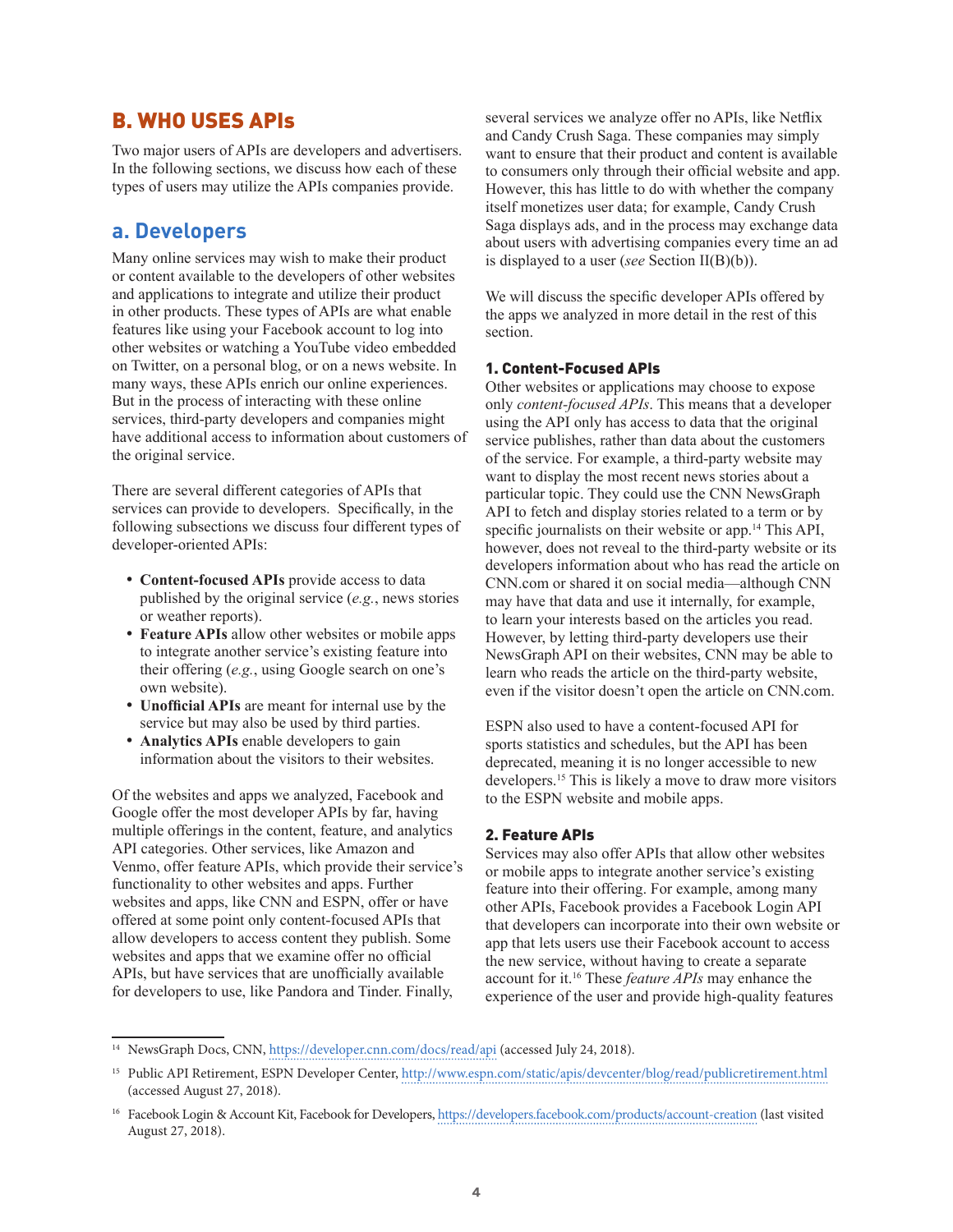## B. WHO USES APIs

Two major users of APIs are developers and advertisers. In the following sections, we discuss how each of these types of users may utilize the APIs companies provide.

### a. Developers

Many online services may wish to make their product or content available to the developers of other websites and applications to integrate and utilize their product in other products. These types of APIs are what enable features like using your Facebook account to log into other websites or watching a YouTube video embedded on Twitter, on a personal blog, or on a news website. In many ways, these APIs enrich our online experiences. But in the process of interacting with these online services, third-party developers and companies might have additional access to information about customers of the original service.

There are several different categories of APIs that services can provide to developers. Specifically, in the following subsections we discuss four different types of developer-oriented APIs:

- **Content-focused APIs** provide access to data published by the original service (*e.g.*, news stories or weather reports).
- **Feature APIs** allow other websites or mobile apps to integrate another service's existing feature into their offering (*e.g.*, using Google search on one's own website).
- **Unofficial APIs** are meant for internal use by the service but may also be used by third parties.
- **Analytics APIs** enable developers to gain information about the visitors to their websites.

Of the websites and apps we analyzed, Facebook and Google offer the most developer APIs by far, having multiple offerings in the content, feature, and analytics API categories. Other services, like Amazon and Venmo, offer feature APIs, which provide their service's functionality to other websites and apps. Further websites and apps, like CNN and ESPN, offer or have offered at some point only content-focused APIs that allow developers to access content they publish. Some websites and apps that we examine offer no official APIs, but have services that are unofficially available for developers to use, like Pandora and Tinder. Finally, several services we analyze offer no APIs, like Netflix and Candy Crush Saga. These companies may simply want to ensure that their product and content is available to consumers only through their official website and app. However, this has little to do with whether the company itself monetizes user data; for example, Candy Crush Saga displays ads, and in the process may exchange data about users with advertising companies every time an ad is displayed to a user (*see* Section II(B)(b)).

We will discuss the specific developer APIs offered by the apps we analyzed in more detail in the rest of this section.

#### 1. Content-Focused APIs

Other websites or applications may choose to expose only *content-focused APIs*. This means that a developer using the API only has access to data that the original service publishes, rather than data about the customers of the service. For example, a third-party website may want to display the most recent news stories about a particular topic. They could use the CNN NewsGraph API to fetch and display stories related to a term or by specific journalists on their website or app.[14] This API, however, does not reveal to the third-party website or its developers information about who has read the article on CNN.com or shared it on social media—although CNN may have that data and use it internally, for example, to learn your interests based on the articles you read. However, by letting third-party developers use their NewsGraph API on their websites, CNN may be able to learn who reads the article on the third-party website, even if the visitor doesn't open the article on CNN.com.

ESPN also used to have a content-focused API for sports statistics and schedules, but the API has been deprecated, meaning it is no longer accessible to new developers.[15] This is likely a move to draw more visitors to the ESPN website and mobile apps.

#### 2. Feature APIs

Services may also offer APIs that allow other websites or mobile apps to integrate another service's existing feature into their offering. For example, among many other APIs, Facebook provides a Facebook Login API that developers can incorporate into their own website or app that lets users use their Facebook account to access the new service, without having to create a separate account for it.[16] These *feature APIs* may enhance the experience of the user and provide high-quality features

---

[14] NewsGraph Docs, CNN, https://developer.cnn.com/docs/read/api (accessed July 24, 2018).

[15] Public API Retirement, ESPN Developer Center, http://www.espn.com/static/apis/devcenter/blog/read/publicretirement.html (accessed August 27, 2018).

[16] Facebook Login & Account Kit, Facebook for Developers, https://developers.facebook.com/products/account-creation (last visited August 27, 2018).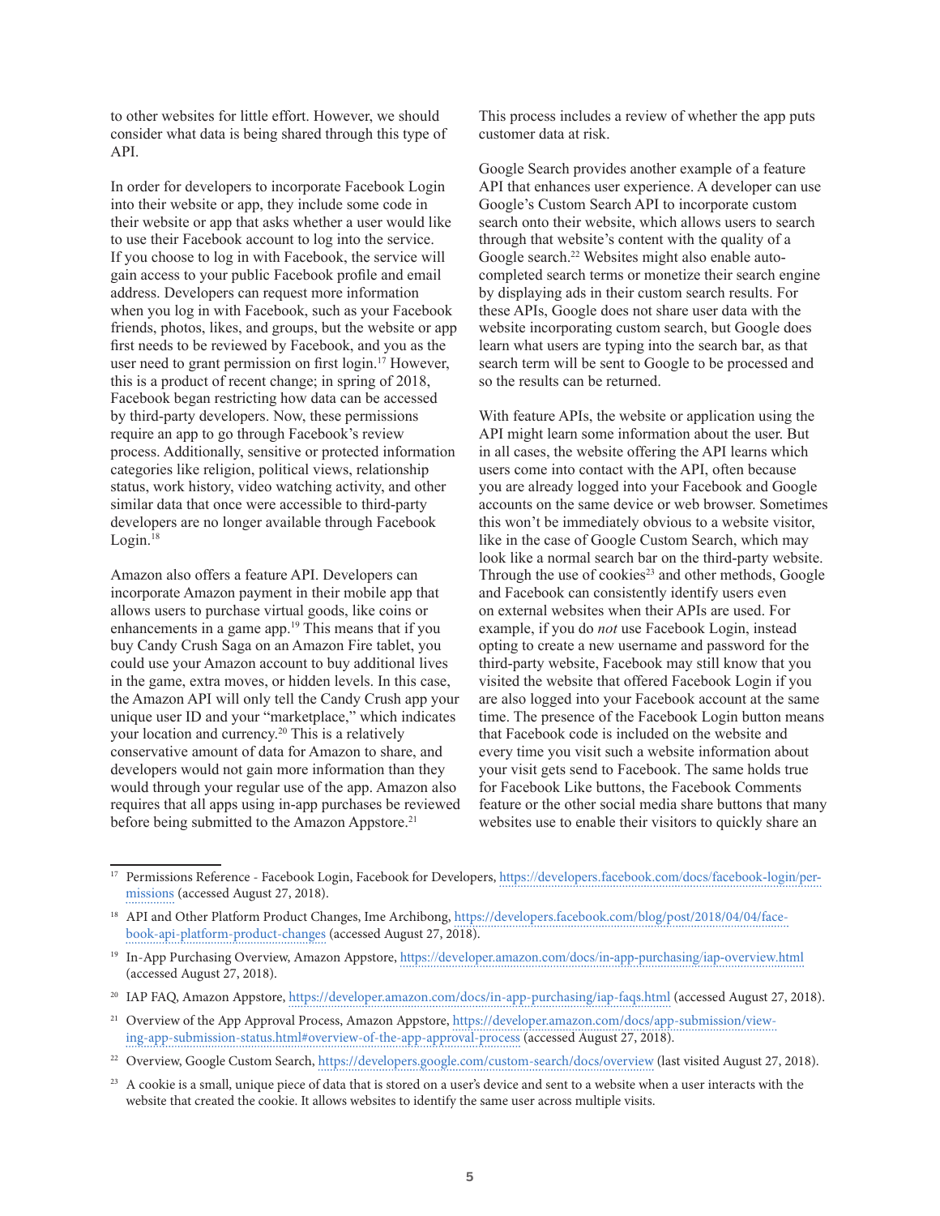to other websites for little effort. However, we should consider what data is being shared through this type of API.

In order for developers to incorporate Facebook Login into their website or app, they include some code in their website or app that asks whether a user would like to use their Facebook account to log into the service. If you choose to log in with Facebook, the service will gain access to your public Facebook profile and email address. Developers can request more information when you log in with Facebook, such as your Facebook friends, photos, likes, and groups, but the website or app first needs to be reviewed by Facebook, and you as the user need to grant permission on first login.[17] However, this is a product of recent change; in spring of 2018, Facebook began restricting how data can be accessed by third-party developers. Now, these permissions require an app to go through Facebook's review process. Additionally, sensitive or protected information categories like religion, political views, relationship status, work history, video watching activity, and other similar data that once were accessible to third-party developers are no longer available through Facebook Login.[18]

Amazon also offers a feature API. Developers can incorporate Amazon payment in their mobile app that allows users to purchase virtual goods, like coins or enhancements in a game app.[19] This means that if you buy Candy Crush Saga on an Amazon Fire tablet, you could use your Amazon account to buy additional lives in the game, extra moves, or hidden levels. In this case, the Amazon API will only tell the Candy Crush app your unique user ID and your "marketplace," which indicates your location and currency.[20] This is a relatively conservative amount of data for Amazon to share, and developers would not gain more information than they would through your regular use of the app. Amazon also requires that all apps using in-app purchases be reviewed before being submitted to the Amazon Appstore.[21] This process includes a review of whether the app puts customer data at risk.

Google Search provides another example of a feature API that enhances user experience. A developer can use Google's Custom Search API to incorporate custom search onto their website, which allows users to search through that website's content with the quality of a Google search.[22] Websites might also enable auto-completed search terms or monetize their search engine by displaying ads in their custom search results. For these APIs, Google does not share user data with the website incorporating custom search, but Google does learn what users are typing into the search bar, as that search term will be sent to Google to be processed and so the results can be returned.

With feature APIs, the website or application using the API might learn some information about the user. But in all cases, the website offering the API learns which users come into contact with the API, often because you are already logged into your Facebook and Google accounts on the same device or web browser. Sometimes this won't be immediately obvious to a website visitor, like in the case of Google Custom Search, which may look like a normal search bar on the third-party website. Through the use of cookies[23] and other methods, Google and Facebook can consistently identify users even on external websites when their APIs are used. For example, if you do *not* use Facebook Login, instead opting to create a new username and password for the third-party website, Facebook may still know that you visited the website that offered Facebook Login if you are also logged into your Facebook account at the same time. The presence of the Facebook Login button means that Facebook code is included on the website and every time you visit such a website information about your visit gets send to Facebook. The same holds true for Facebook Like buttons, the Facebook Comments feature or the other social media share buttons that many websites use to enable their visitors to quickly share an

---

[17] Permissions Reference - Facebook Login, Facebook for Developers, https://developers.facebook.com/docs/facebook-login/permissions (accessed August 27, 2018).

[18] API and Other Platform Product Changes, Ime Archibong, https://developers.facebook.com/blog/post/2018/04/04/facebook-api-platform-product-changes (accessed August 27, 2018).

[19] In-App Purchasing Overview, Amazon Appstore, https://developer.amazon.com/docs/in-app-purchasing/iap-overview.html (accessed August 27, 2018).

[20] IAP FAQ, Amazon Appstore, https://developer.amazon.com/docs/in-app-purchasing/iap-faqs.html (accessed August 27, 2018).

[21] Overview of the App Approval Process, Amazon Appstore, https://developer.amazon.com/docs/app-submission/viewing-app-submission-status.html#overview-of-the-app-approval-process (accessed August 27, 2018).

[22] Overview, Google Custom Search, https://developers.google.com/custom-search/docs/overview (last visited August 27, 2018).

[23] A cookie is a small, unique piece of data that is stored on a user's device and sent to a website when a user interacts with the website that created the cookie. It allows websites to identify the same user across multiple visits.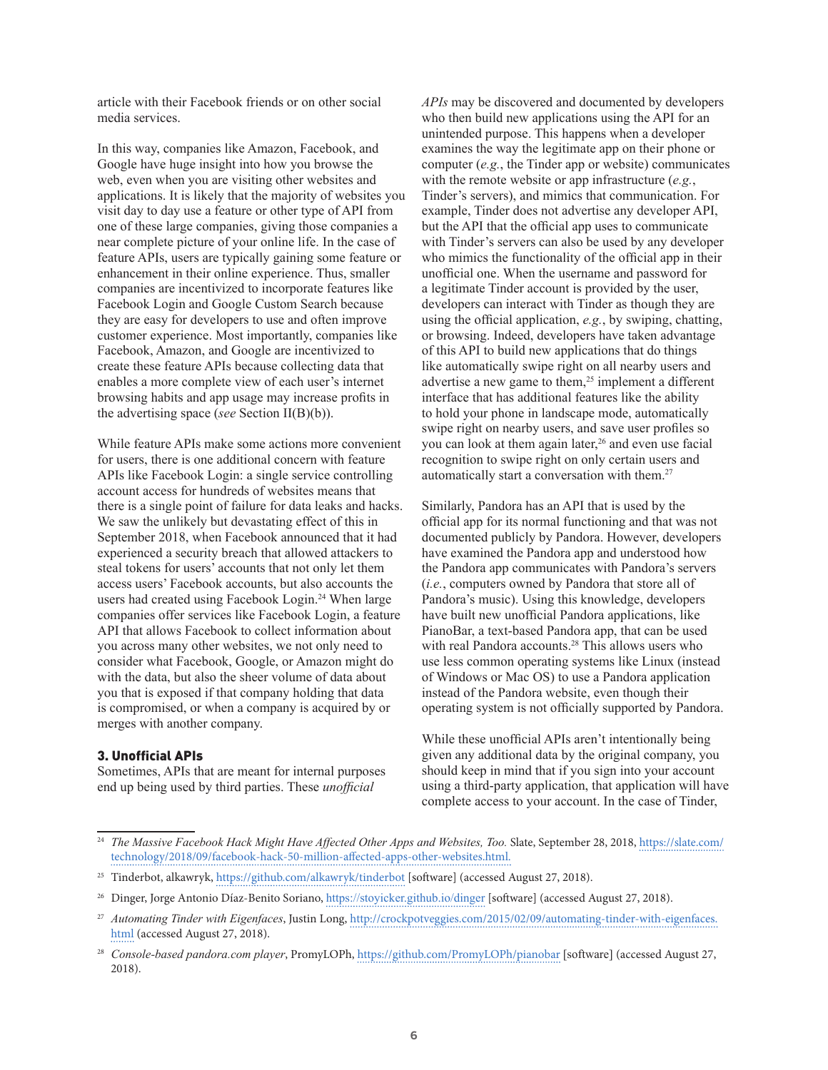article with their Facebook friends or on other social media services.

In this way, companies like Amazon, Facebook, and Google have huge insight into how you browse the web, even when you are visiting other websites and applications. It is likely that the majority of websites you visit day to day use a feature or other type of API from one of these large companies, giving those companies a near complete picture of your online life. In the case of feature APIs, users are typically gaining some feature or enhancement in their online experience. Thus, smaller companies are incentivized to incorporate features like Facebook Login and Google Custom Search because they are easy for developers to use and often improve customer experience. Most importantly, companies like Facebook, Amazon, and Google are incentivized to create these feature APIs because collecting data that enables a more complete view of each user's internet browsing habits and app usage may increase profits in the advertising space (*see* Section II(B)(b)).

While feature APIs make some actions more convenient for users, there is one additional concern with feature APIs like Facebook Login: a single service controlling account access for hundreds of websites means that there is a single point of failure for data leaks and hacks. We saw the unlikely but devastating effect of this in September 2018, when Facebook announced that it had experienced a security breach that allowed attackers to steal tokens for users' accounts that not only let them access users' Facebook accounts, but also accounts the users had created using Facebook Login.[24] When large companies offer services like Facebook Login, a feature API that allows Facebook to collect information about you across many other websites, we not only need to consider what Facebook, Google, or Amazon might do with the data, but also the sheer volume of data about you that is exposed if that company holding that data is compromised, or when a company is acquired by or merges with another company.

### 3. Unofficial APIs

Sometimes, APIs that are meant for internal purposes end up being used by third parties. These *unofficial APIs* may be discovered and documented by developers who then build new applications using the API for an unintended purpose. This happens when a developer examines the way the legitimate app on their phone or computer (*e.g.*, the Tinder app or website) communicates with the remote website or app infrastructure (*e.g.*, Tinder's servers), and mimics that communication. For example, Tinder does not advertise any developer API, but the API that the official app uses to communicate with Tinder's servers can also be used by any developer who mimics the functionality of the official app in their unofficial one. When the username and password for a legitimate Tinder account is provided by the user, developers can interact with Tinder as though they are using the official application, *e.g.*, by swiping, chatting, or browsing. Indeed, developers have taken advantage of this API to build new applications that do things like automatically swipe right on all nearby users and advertise a new game to them,[25] implement a different interface that has additional features like the ability to hold your phone in landscape mode, automatically swipe right on nearby users, and save user profiles so you can look at them again later,[26] and even use facial recognition to swipe right on only certain users and automatically start a conversation with them.[27]

Similarly, Pandora has an API that is used by the official app for its normal functioning and that was not documented publicly by Pandora. However, developers have examined the Pandora app and understood how the Pandora app communicates with Pandora's servers (*i.e.*, computers owned by Pandora that store all of Pandora's music). Using this knowledge, developers have built new unofficial Pandora applications, like PianoBar, a text-based Pandora app, that can be used with real Pandora accounts.[28] This allows users who use less common operating systems like Linux (instead of Windows or Mac OS) to use a Pandora application instead of the Pandora website, even though their operating system is not officially supported by Pandora.

While these unofficial APIs aren't intentionally being given any additional data by the original company, you should keep in mind that if you sign into your account using a third-party application, that application will have complete access to your account. In the case of Tinder,

---

[24] *The Massive Facebook Hack Might Have Affected Other Apps and Websites, Too.* Slate, September 28, 2018, https://slate.com/technology/2018/09/facebook-hack-50-million-affected-apps-other-websites.html.

[25] Tinderbot, alkawryk, https://github.com/alkawryk/tinderbot [software] (accessed August 27, 2018).

[26] Dinger, Jorge Antonio Díaz-Benito Soriano, https://stoyicker.github.io/dinger [software] (accessed August 27, 2018).

[27] *Automating Tinder with Eigenfaces*, Justin Long, http://crockpotveggies.com/2015/02/09/automating-tinder-with-eigenfaces.html (accessed August 27, 2018).

[28] *Console-based pandora.com player*, PromyLOPh, https://github.com/PromyLOPh/pianobar [software] (accessed August 27, 2018).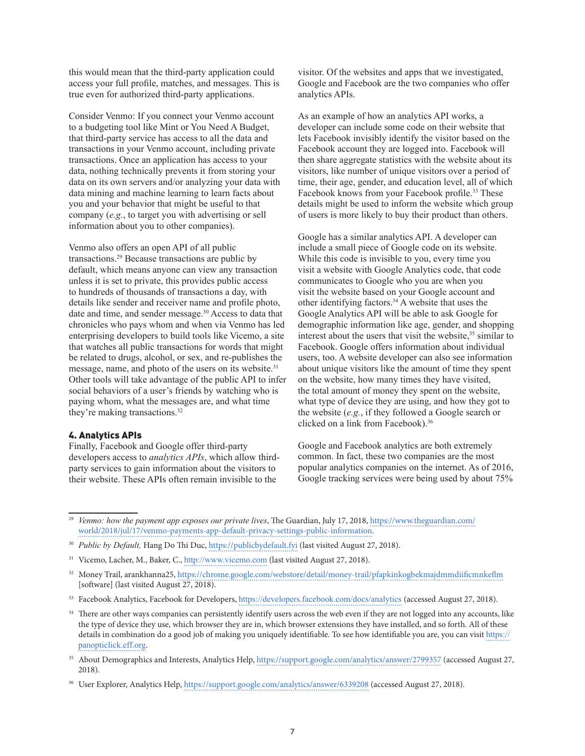this would mean that the third-party application could access your full profile, matches, and messages. This is true even for authorized third-party applications.

Consider Venmo: If you connect your Venmo account to a budgeting tool like Mint or You Need A Budget, that third-party service has access to all the data and transactions in your Venmo account, including private transactions. Once an application has access to your data, nothing technically prevents it from storing your data on its own servers and/or analyzing your data with data mining and machine learning to learn facts about you and your behavior that might be useful to that company (*e.g.*, to target you with advertising or sell information about you to other companies).

Venmo also offers an open API of all public transactions.[29] Because transactions are public by default, which means anyone can view any transaction unless it is set to private, this provides public access to hundreds of thousands of transactions a day, with details like sender and receiver name and profile photo, date and time, and sender message.[30] Access to data that chronicles who pays whom and when via Venmo has led enterprising developers to build tools like Vicemo, a site that watches all public transactions for words that might be related to drugs, alcohol, or sex, and re-publishes the message, name, and photo of the users on its website.[31] Other tools will take advantage of the public API to infer social behaviors of a user's friends by watching who is paying whom, what the messages are, and what time they're making transactions.[32]

#### 4. Analytics APIs

Finally, Facebook and Google offer third-party developers access to *analytics APIs*, which allow third-party services to gain information about the visitors to their website. These APIs often remain invisible to the visitor. Of the websites and apps that we investigated, Google and Facebook are the two companies who offer analytics APIs.

As an example of how an analytics API works, a developer can include some code on their website that lets Facebook invisibly identify the visitor based on the Facebook account they are logged into. Facebook will then share aggregate statistics with the website about its visitors, like number of unique visitors over a period of time, their age, gender, and education level, all of which Facebook knows from your Facebook profile.[33] These details might be used to inform the website which group of users is more likely to buy their product than others.

Google has a similar analytics API. A developer can include a small piece of Google code on its website. While this code is invisible to you, every time you visit a website with Google Analytics code, that code communicates to Google who you are when you visit the website based on your Google account and other identifying factors.[34] A website that uses the Google Analytics API will be able to ask Google for demographic information like age, gender, and shopping interest about the users that visit the website,[35] similar to Facebook. Google offers information about individual users, too. A website developer can also see information about unique visitors like the amount of time they spent on the website, how many times they have visited, the total amount of money they spent on the website, what type of device they are using, and how they got to the website (*e.g.*, if they followed a Google search or clicked on a link from Facebook).[36]

Google and Facebook analytics are both extremely common. In fact, these two companies are the most popular analytics companies on the internet. As of 2016, Google tracking services were being used by about 75%

---

[29] *Venmo: how the payment app exposes our private lives*, The Guardian, July 17, 2018, https://www.theguardian.com/world/2018/jul/17/venmo-payments-app-default-privacy-settings-public-information.

[30] *Public by Default,* Hang Do Thi Duc, https://publicbydefault.fyi (last visited August 27, 2018).

[31] Vicemo, Lacher, M., Baker, C., http://www.vicemo.com (last visited August 27, 2018).

[32] Money Trail, arankhanna25, https://chrome.google.com/webstore/detail/money-trail/pfapkinkogbekmajdmmdiificmnkeflm [software] (last visited August 27, 2018).

[33] Facebook Analytics, Facebook for Developers, https://developers.facebook.com/docs/analytics (accessed August 27, 2018).

[34] There are other ways companies can persistently identify users across the web even if they are not logged into any accounts, like the type of device they use, which browser they are in, which browser extensions they have installed, and so forth. All of these details in combination do a good job of making you uniquely identifiable. To see how identifiable you are, you can visit https://panopticlick.eff.org.

[35] About Demographics and Interests, Analytics Help, https://support.google.com/analytics/answer/2799357 (accessed August 27, 2018).

[36] User Explorer, Analytics Help, https://support.google.com/analytics/answer/6339208 (accessed August 27, 2018).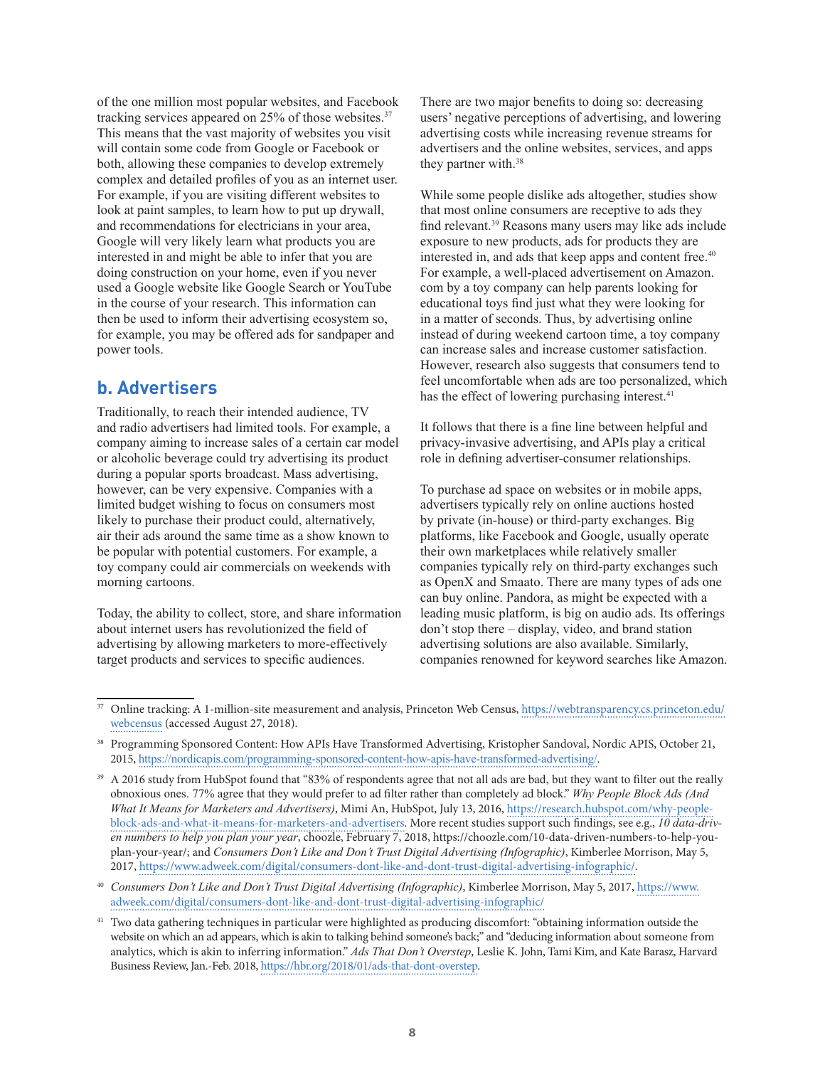of the one million most popular websites, and Facebook tracking services appeared on 25% of those websites.[37] This means that the vast majority of websites you visit will contain some code from Google or Facebook or both, allowing these companies to develop extremely complex and detailed profiles of you as an internet user. For example, if you are visiting different websites to look at paint samples, to learn how to put up drywall, and recommendations for electricians in your area, Google will very likely learn what products you are interested in and might be able to infer that you are doing construction on your home, even if you never used a Google website like Google Search or YouTube in the course of your research. This information can then be used to inform their advertising ecosystem so, for example, you may be offered ads for sandpaper and power tools.

## b. Advertisers

Traditionally, to reach their intended audience, TV and radio advertisers had limited tools. For example, a company aiming to increase sales of a certain car model or alcoholic beverage could try advertising its product during a popular sports broadcast. Mass advertising, however, can be very expensive. Companies with a limited budget wishing to focus on consumers most likely to purchase their product could, alternatively, air their ads around the same time as a show known to be popular with potential customers. For example, a toy company could air commercials on weekends with morning cartoons.

Today, the ability to collect, store, and share information about internet users has revolutionized the field of advertising by allowing marketers to more-effectively target products and services to specific audiences. There are two major benefits to doing so: decreasing users' negative perceptions of advertising, and lowering advertising costs while increasing revenue streams for advertisers and the online websites, services, and apps they partner with.[38]

While some people dislike ads altogether, studies show that most online consumers are receptive to ads they find relevant.[39] Reasons many users may like ads include exposure to new products, ads for products they are interested in, and ads that keep apps and content free.[40] For example, a well-placed advertisement on Amazon.com by a toy company can help parents looking for educational toys find just what they were looking for in a matter of seconds. Thus, by advertising online instead of during weekend cartoon time, a toy company can increase sales and increase customer satisfaction. However, research also suggests that consumers tend to feel uncomfortable when ads are too personalized, which has the effect of lowering purchasing interest.[41]

It follows that there is a fine line between helpful and privacy-invasive advertising, and APIs play a critical role in defining advertiser-consumer relationships.

To purchase ad space on websites or in mobile apps, advertisers typically rely on online auctions hosted by private (in-house) or third-party exchanges. Big platforms, like Facebook and Google, usually operate their own marketplaces while relatively smaller companies typically rely on third-party exchanges such as OpenX and Smaato. There are many types of ads one can buy online. Pandora, as might be expected with a leading music platform, is big on audio ads. Its offerings don't stop there – display, video, and brand station advertising solutions are also available. Similarly, companies renowned for keyword searches like Amazon.

---

[37] Online tracking: A 1-million-site measurement and analysis, Princeton Web Census, https://webtransparency.cs.princeton.edu/webcensus (accessed August 27, 2018).

[38] Programming Sponsored Content: How APIs Have Transformed Advertising, Kristopher Sandoval, Nordic APIS, October 21, 2015, https://nordicapis.com/programming-sponsored-content-how-apis-have-transformed-advertising/.

[39] A 2016 study from HubSpot found that "83% of respondents agree that not all ads are bad, but they want to filter out the really obnoxious ones. 77% agree that they would prefer to ad filter rather than completely ad block." *Why People Block Ads (And What It Means for Marketers and Advertisers)*, Mimi An, HubSpot, July 13, 2016, https://research.hubspot.com/why-people-block-ads-and-what-it-means-for-marketers-and-advertisers. More recent studies support such findings, see e.g., *10 data-driven numbers to help you plan your year*, choozle, February 7, 2018, https://choozle.com/10-data-driven-numbers-to-help-you-plan-your-year/; and *Consumers Don't Like and Don't Trust Digital Advertising (Infographic)*, Kimberlee Morrison, May 5, 2017, https://www.adweek.com/digital/consumers-dont-like-and-dont-trust-digital-advertising-infographic/.

[40] *Consumers Don't Like and Don't Trust Digital Advertising (Infographic)*, Kimberlee Morrison, May 5, 2017, https://www.adweek.com/digital/consumers-dont-like-and-dont-trust-digital-advertising-infographic/

[41] Two data gathering techniques in particular were highlighted as producing discomfort: "obtaining information outside the website on which an ad appears, which is akin to talking behind someone's back;" and "deducing information about someone from analytics, which is akin to inferring information." *Ads That Don't Overstep*, Leslie K. John, Tami Kim, and Kate Barasz, Harvard Business Review, Jan.-Feb. 2018, https://hbr.org/2018/01/ads-that-dont-overstep.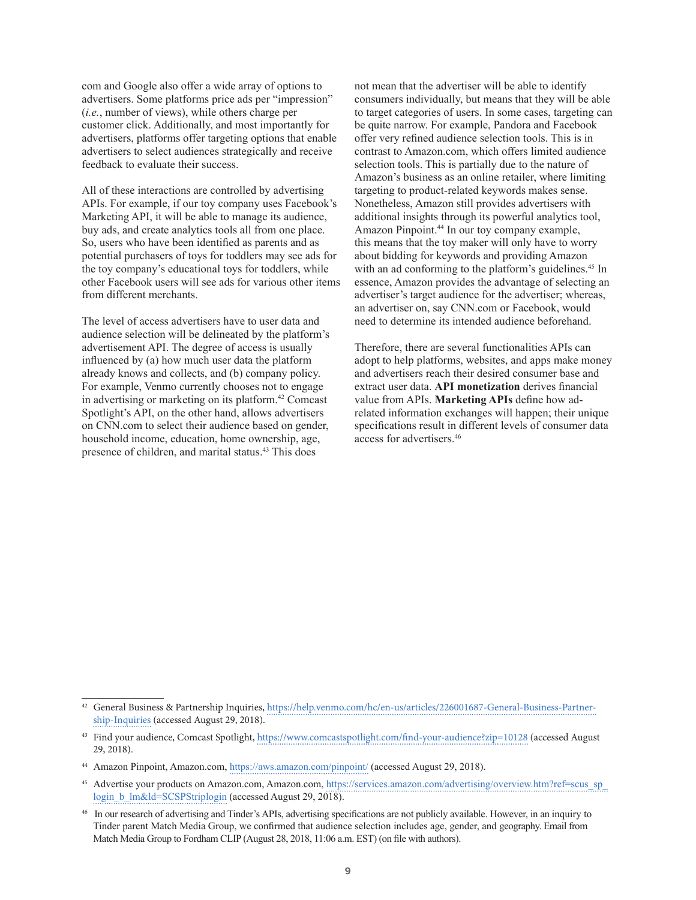com and Google also offer a wide array of options to advertisers. Some platforms price ads per "impression" (*i.e.*, number of views), while others charge per customer click. Additionally, and most importantly for advertisers, platforms offer targeting options that enable advertisers to select audiences strategically and receive feedback to evaluate their success.

All of these interactions are controlled by advertising APIs. For example, if our toy company uses Facebook's Marketing API, it will be able to manage its audience, buy ads, and create analytics tools all from one place. So, users who have been identified as parents and as potential purchasers of toys for toddlers may see ads for the toy company's educational toys for toddlers, while other Facebook users will see ads for various other items from different merchants.

The level of access advertisers have to user data and audience selection will be delineated by the platform's advertisement API. The degree of access is usually influenced by (a) how much user data the platform already knows and collects, and (b) company policy. For example, Venmo currently chooses not to engage in advertising or marketing on its platform.[42] Comcast Spotlight's API, on the other hand, allows advertisers on CNN.com to select their audience based on gender, household income, education, home ownership, age, presence of children, and marital status.[43] This does not mean that the advertiser will be able to identify consumers individually, but means that they will be able to target categories of users. In some cases, targeting can be quite narrow. For example, Pandora and Facebook offer very refined audience selection tools. This is in contrast to Amazon.com, which offers limited audience selection tools. This is partially due to the nature of Amazon's business as an online retailer, where limiting targeting to product-related keywords makes sense. Nonetheless, Amazon still provides advertisers with additional insights through its powerful analytics tool, Amazon Pinpoint.[44] In our toy company example, this means that the toy maker will only have to worry about bidding for keywords and providing Amazon with an ad conforming to the platform's guidelines.[45] In essence, Amazon provides the advantage of selecting an advertiser's target audience for the advertiser; whereas, an advertiser on, say CNN.com or Facebook, would need to determine its intended audience beforehand.

Therefore, there are several functionalities APIs can adopt to help platforms, websites, and apps make money and advertisers reach their desired consumer base and extract user data. **API monetization** derives financial value from APIs. **Marketing APIs** define how ad-related information exchanges will happen; their unique specifications result in different levels of consumer data access for advertisers.[46]

---

[42] General Business & Partnership Inquiries, https://help.venmo.com/hc/en-us/articles/226001687-General-Business-Partnership-Inquiries (accessed August 29, 2018).

[43] Find your audience, Comcast Spotlight, https://www.comcastspotlight.com/find-your-audience?zip=10128 (accessed August 29, 2018).

[44] Amazon Pinpoint, Amazon.com, https://aws.amazon.com/pinpoint/ (accessed August 29, 2018).

[45] Advertise your products on Amazon.com, Amazon.com, https://services.amazon.com/advertising/overview.htm?ref=scus_sp_login_b_lm&ld=SCSPStriplogin (accessed August 29, 2018).

[46] In our research of advertising and Tinder's APIs, advertising specifications are not publicly available. However, in an inquiry to Tinder parent Match Media Group, we confirmed that audience selection includes age, gender, and geography. Email from Match Media Group to Fordham CLIP (August 28, 2018, 11:06 a.m. EST) (on file with authors).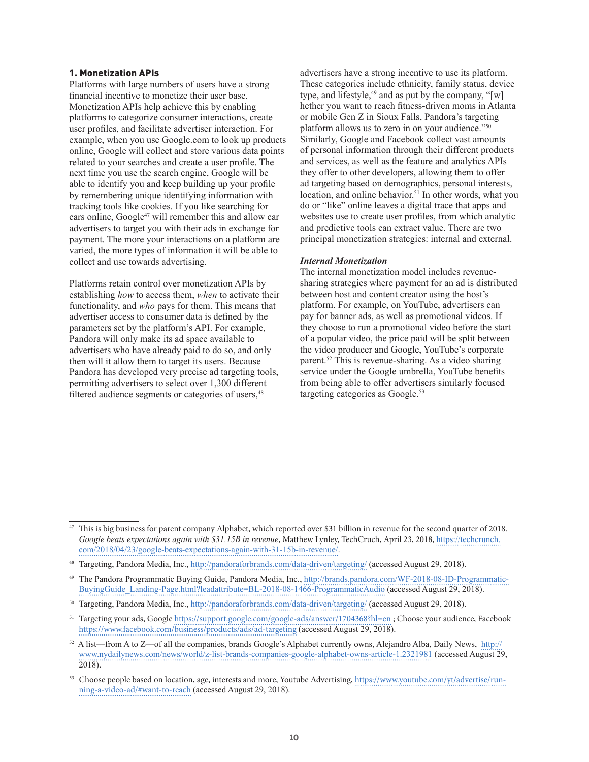### 1. Monetization APIs

Platforms with large numbers of users have a strong financial incentive to monetize their user base. Monetization APIs help achieve this by enabling platforms to categorize consumer interactions, create user profiles, and facilitate advertiser interaction. For example, when you use Google.com to look up products online, Google will collect and store various data points related to your searches and create a user profile. The next time you use the search engine, Google will be able to identify you and keep building up your profile by remembering unique identifying information with tracking tools like cookies. If you like searching for cars online, Google[47] will remember this and allow car advertisers to target you with their ads in exchange for payment. The more your interactions on a platform are varied, the more types of information it will be able to collect and use towards advertising.

Platforms retain control over monetization APIs by establishing *how* to access them, *when* to activate their functionality, and *who* pays for them. This means that advertiser access to consumer data is defined by the parameters set by the platform's API. For example, Pandora will only make its ad space available to advertisers who have already paid to do so, and only then will it allow them to target its users. Because Pandora has developed very precise ad targeting tools, permitting advertisers to select over 1,300 different filtered audience segments or categories of users,[48] advertisers have a strong incentive to use its platform. These categories include ethnicity, family status, device type, and lifestyle,[49] and as put by the company, "[w]hether you want to reach fitness-driven moms in Atlanta or mobile Gen Z in Sioux Falls, Pandora's targeting platform allows us to zero in on your audience."[50] Similarly, Google and Facebook collect vast amounts of personal information through their different products and services, as well as the feature and analytics APIs they offer to other developers, allowing them to offer ad targeting based on demographics, personal interests, location, and online behavior.[51] In other words, what you do or "like" online leaves a digital trace that apps and websites use to create user profiles, from which analytic and predictive tools can extract value. There are two principal monetization strategies: internal and external.

***Internal Monetization***

The internal monetization model includes revenue-sharing strategies where payment for an ad is distributed between host and content creator using the host's platform. For example, on YouTube, advertisers can pay for banner ads, as well as promotional videos. If they choose to run a promotional video before the start of a popular video, the price paid will be split between the video producer and Google, YouTube's corporate parent.[52] This is revenue-sharing. As a video sharing service under the Google umbrella, YouTube benefits from being able to offer advertisers similarly focused targeting categories as Google.[53]

---

[47] This is big business for parent company Alphabet, which reported over $31 billion in revenue for the second quarter of 2018. *Google beats expectations again with $31.15B in revenue*, Matthew Lynley, TechCruch, April 23, 2018, https://techcrunch.com/2018/04/23/google-beats-expectations-again-with-31-15b-in-revenue/.

[48] Targeting, Pandora Media, Inc., http://pandoraforbrands.com/data-driven/targeting/ (accessed August 29, 2018).

[49] The Pandora Programmatic Buying Guide, Pandora Media, Inc., http://brands.pandora.com/WF-2018-08-ID-Programmatic-BuyingGuide_Landing-Page.html?leadattribute=BL-2018-08-1466-ProgrammaticAudio (accessed August 29, 2018).

[50] Targeting, Pandora Media, Inc., http://pandoraforbrands.com/data-driven/targeting/ (accessed August 29, 2018).

[51] Targeting your ads, Google https://support.google.com/google-ads/answer/1704368?hl=en ; Choose your audience, Facebook https://www.facebook.com/business/products/ads/ad-targeting (accessed August 29, 2018).

[52] A list—from A to Z—of all the companies, brands Google's Alphabet currently owns, Alejandro Alba, Daily News, http://www.nydailynews.com/news/world/z-list-brands-companies-google-alphabet-owns-article-1.2321981 (accessed August 29, 2018).

[53] Choose people based on location, age, interests and more, Youtube Advertising, https://www.youtube.com/yt/advertise/running-a-video-ad/#want-to-reach (accessed August 29, 2018).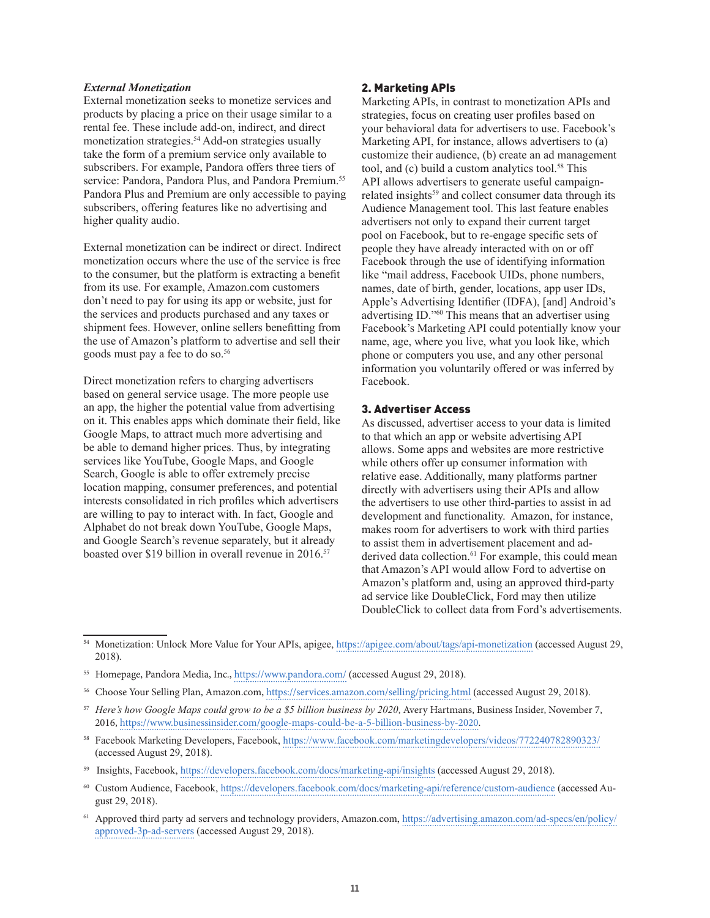*External Monetization*

External monetization seeks to monetize services and products by placing a price on their usage similar to a rental fee. These include add-on, indirect, and direct monetization strategies.[54] Add-on strategies usually take the form of a premium service only available to subscribers. For example, Pandora offers three tiers of service: Pandora, Pandora Plus, and Pandora Premium.[55] Pandora Plus and Premium are only accessible to paying subscribers, offering features like no advertising and higher quality audio.

External monetization can be indirect or direct. Indirect monetization occurs where the use of the service is free to the consumer, but the platform is extracting a benefit from its use. For example, Amazon.com customers don't need to pay for using its app or website, just for the services and products purchased and any taxes or shipment fees. However, online sellers benefitting from the use of Amazon's platform to advertise and sell their goods must pay a fee to do so.[56]

Direct monetization refers to charging advertisers based on general service usage. The more people use an app, the higher the potential value from advertising on it. This enables apps which dominate their field, like Google Maps, to attract much more advertising and be able to demand higher prices. Thus, by integrating services like YouTube, Google Maps, and Google Search, Google is able to offer extremely precise location mapping, consumer preferences, and potential interests consolidated in rich profiles which advertisers are willing to pay to interact with. In fact, Google and Alphabet do not break down YouTube, Google Maps, and Google Search's revenue separately, but it already boasted over $19 billion in overall revenue in 2016.[57]

### 2. Marketing APIs

Marketing APIs, in contrast to monetization APIs and strategies, focus on creating user profiles based on your behavioral data for advertisers to use. Facebook's Marketing API, for instance, allows advertisers to (a) customize their audience, (b) create an ad management tool, and (c) build a custom analytics tool.[58] This API allows advertisers to generate useful campaign-related insights[59] and collect consumer data through its Audience Management tool. This last feature enables advertisers not only to expand their current target pool on Facebook, but to re-engage specific sets of people they have already interacted with on or off Facebook through the use of identifying information like "mail address, Facebook UIDs, phone numbers, names, date of birth, gender, locations, app user IDs, Apple's Advertising Identifier (IDFA), [and] Android's advertising ID."[60] This means that an advertiser using Facebook's Marketing API could potentially know your name, age, where you live, what you look like, which phone or computers you use, and any other personal information you voluntarily offered or was inferred by Facebook.

### 3. Advertiser Access

As discussed, advertiser access to your data is limited to that which an app or website advertising API allows. Some apps and websites are more restrictive while others offer up consumer information with relative ease. Additionally, many platforms partner directly with advertisers using their APIs and allow the advertisers to use other third-parties to assist in ad development and functionality. Amazon, for instance, makes room for advertisers to work with third parties to assist them in advertisement placement and ad-derived data collection.[61] For example, this could mean that Amazon's API would allow Ford to advertise on Amazon's platform and, using an approved third-party ad service like DoubleClick, Ford may then utilize DoubleClick to collect data from Ford's advertisements.

---

[54] Monetization: Unlock More Value for Your APIs, apigee, https://apigee.com/about/tags/api-monetization (accessed August 29, 2018).

[55] Homepage, Pandora Media, Inc., https://www.pandora.com/ (accessed August 29, 2018).

[56] Choose Your Selling Plan, Amazon.com, https://services.amazon.com/selling/pricing.html (accessed August 29, 2018).

[57] *Here's how Google Maps could grow to be a $5 billion business by 2020*, Avery Hartmans, Business Insider, November 7, 2016, https://www.businessinsider.com/google-maps-could-be-a-5-billion-business-by-2020.

[58] Facebook Marketing Developers, Facebook, https://www.facebook.com/marketingdevelopers/videos/772240782890323/ (accessed August 29, 2018).

[59] Insights, Facebook, https://developers.facebook.com/docs/marketing-api/insights (accessed August 29, 2018).

[60] Custom Audience, Facebook, https://developers.facebook.com/docs/marketing-api/reference/custom-audience (accessed August 29, 2018).

[61] Approved third party ad servers and technology providers, Amazon.com, https://advertising.amazon.com/ad-specs/en/policy/approved-3p-ad-servers (accessed August 29, 2018).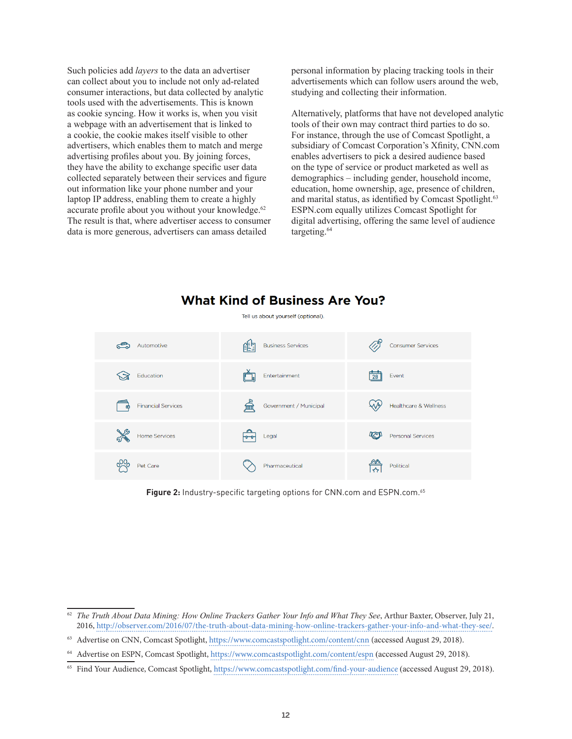Such policies add *layers* to the data an advertiser can collect about you to include not only ad-related consumer interactions, but data collected by analytic tools used with the advertisements. This is known as cookie syncing. How it works is, when you visit a webpage with an advertisement that is linked to a cookie, the cookie makes itself visible to other advertisers, which enables them to match and merge advertising profiles about you. By joining forces, they have the ability to exchange specific user data collected separately between their services and figure out information like your phone number and your laptop IP address, enabling them to create a highly accurate profile about you without your knowledge.[62] The result is that, where advertiser access to consumer data is more generous, advertisers can amass detailed personal information by placing tracking tools in their advertisements which can follow users around the web, studying and collecting their information.

Alternatively, platforms that have not developed analytic tools of their own may contract third parties to do so. For instance, through the use of Comcast Spotlight, a subsidiary of Comcast Corporation's Xfinity, CNN.com enables advertisers to pick a desired audience based on the type of service or product marketed as well as demographics – including gender, household income, education, home ownership, age, presence of children, and marital status, as identified by Comcast Spotlight.[63] ESPN.com equally utilizes Comcast Spotlight for digital advertising, offering the same level of audience targeting.[64]

## What Kind of Business Are You?

Tell us about yourself (optional).

| | | |
|---|---|---|
| Automotive | Business Services | Consumer Services |
| Education | Entertainment | Event |
| Financial Services | Government / Municipal | Healthcare & Wellness |
| Home Services | Legal | Personal Services |
| Pet Care | Pharmaceutical | Political |

**Figure 2:** Industry-specific targeting options for CNN.com and ESPN.com.[65]

---

[62] *The Truth About Data Mining: How Online Trackers Gather Your Info and What They See*, Arthur Baxter, Observer, July 21, 2016, http://observer.com/2016/07/the-truth-about-data-mining-how-online-trackers-gather-your-info-and-what-they-see/.

[63] Advertise on CNN, Comcast Spotlight, https://www.comcastspotlight.com/content/cnn (accessed August 29, 2018).

[64] Advertise on ESPN, Comcast Spotlight, https://www.comcastspotlight.com/content/espn (accessed August 29, 2018).

[65] Find Your Audience, Comcast Spotlight, https://www.comcastspotlight.com/find-your-audience (accessed August 29, 2018).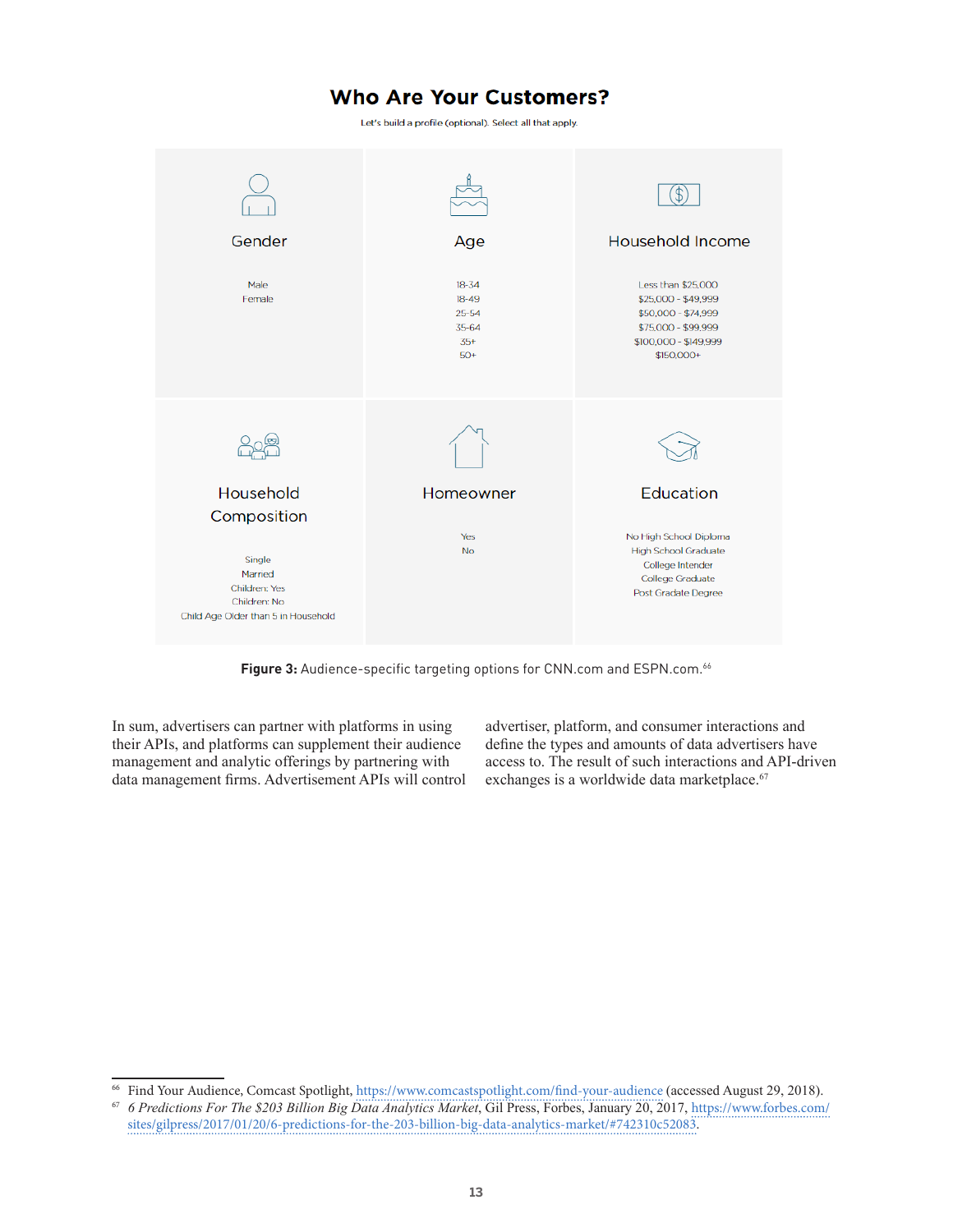## Who Are Your Customers?

Let's build a profile (optional). Select all that apply.

**Gender**

Male
Female

**Age**

18-34
18-49
25-54
35-64
35+
50+

**Household Income**

Less than $25,000
$25,000 - $49,999
$50,000 - $74,999
$75,000 - $99,999
$100,000 - $149,999
$150,000+

**Household Composition**

Single
Married
Children: Yes
Children: No
Child Age Older than 5 in Household

**Homeowner**

Yes
No

**Education**

No High School Diploma
High School Graduate
College Intender
College Graduate
Post Gradate Degree

**Figure 3:** Audience-specific targeting options for CNN.com and ESPN.com.[66]

In sum, advertisers can partner with platforms in using their APIs, and platforms can supplement their audience management and analytic offerings by partnering with data management firms. Advertisement APIs will control advertiser, platform, and consumer interactions and define the types and amounts of data advertisers have access to. The result of such interactions and API-driven exchanges is a worldwide data marketplace.[67]

---

[66] Find Your Audience, Comcast Spotlight, https://www.comcastspotlight.com/find-your-audience (accessed August 29, 2018).

[67] *6 Predictions For The $203 Billion Big Data Analytics Market*, Gil Press, Forbes, January 20, 2017, https://www.forbes.com/sites/gilpress/2017/01/20/6-predictions-for-the-203-billion-big-data-analytics-market/#742310c52083.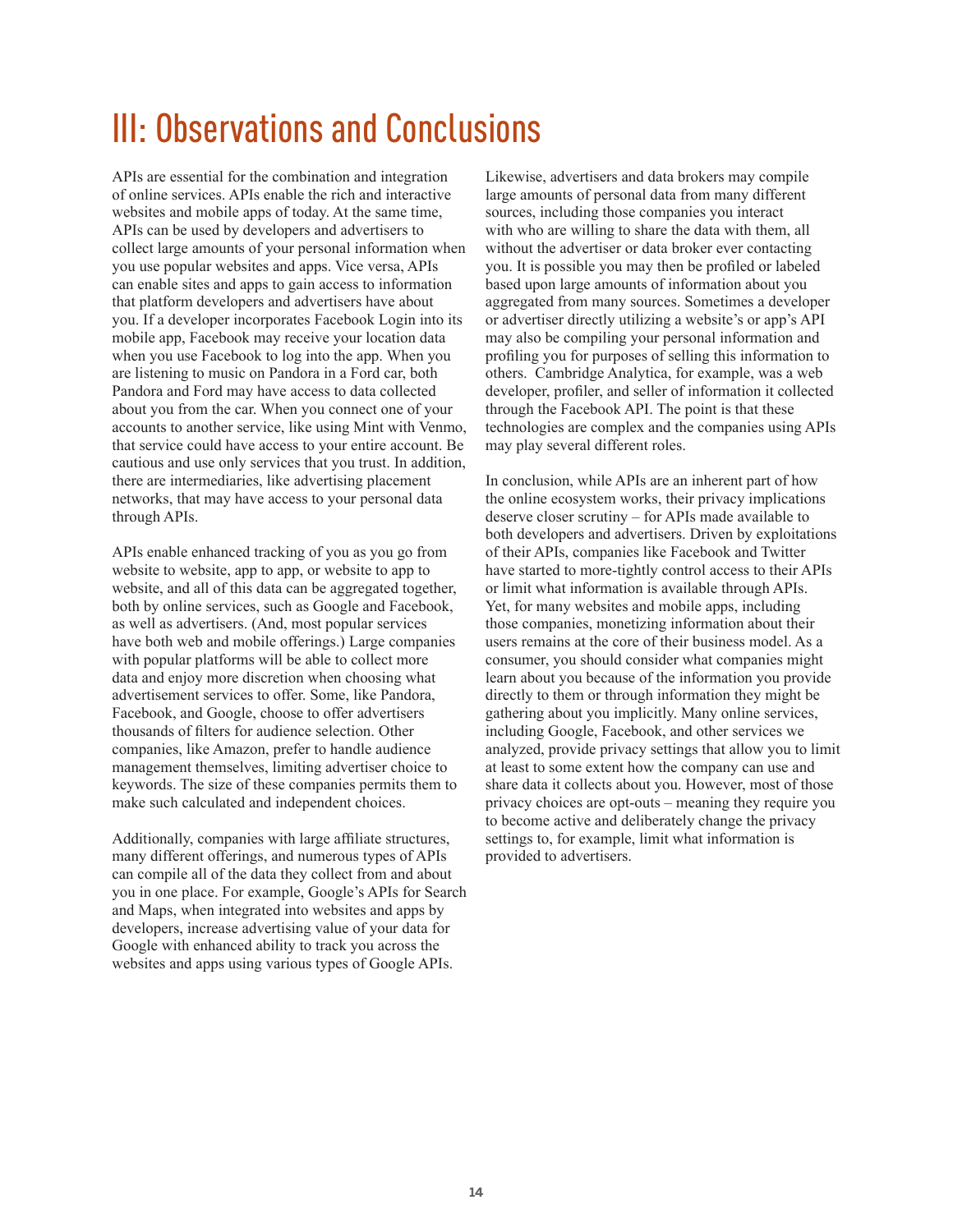# III: Observations and Conclusions

APIs are essential for the combination and integration of online services. APIs enable the rich and interactive websites and mobile apps of today. At the same time, APIs can be used by developers and advertisers to collect large amounts of your personal information when you use popular websites and apps. Vice versa, APIs can enable sites and apps to gain access to information that platform developers and advertisers have about you. If a developer incorporates Facebook Login into its mobile app, Facebook may receive your location data when you use Facebook to log into the app. When you are listening to music on Pandora in a Ford car, both Pandora and Ford may have access to data collected about you from the car. When you connect one of your accounts to another service, like using Mint with Venmo, that service could have access to your entire account. Be cautious and use only services that you trust. In addition, there are intermediaries, like advertising placement networks, that may have access to your personal data through APIs.

APIs enable enhanced tracking of you as you go from website to website, app to app, or website to app to website, and all of this data can be aggregated together, both by online services, such as Google and Facebook, as well as advertisers. (And, most popular services have both web and mobile offerings.) Large companies with popular platforms will be able to collect more data and enjoy more discretion when choosing what advertisement services to offer. Some, like Pandora, Facebook, and Google, choose to offer advertisers thousands of filters for audience selection. Other companies, like Amazon, prefer to handle audience management themselves, limiting advertiser choice to keywords. The size of these companies permits them to make such calculated and independent choices.

Additionally, companies with large affiliate structures, many different offerings, and numerous types of APIs can compile all of the data they collect from and about you in one place. For example, Google's APIs for Search and Maps, when integrated into websites and apps by developers, increase advertising value of your data for Google with enhanced ability to track you across the websites and apps using various types of Google APIs.

Likewise, advertisers and data brokers may compile large amounts of personal data from many different sources, including those companies you interact with who are willing to share the data with them, all without the advertiser or data broker ever contacting you. It is possible you may then be profiled or labeled based upon large amounts of information about you aggregated from many sources. Sometimes a developer or advertiser directly utilizing a website's or app's API may also be compiling your personal information and profiling you for purposes of selling this information to others. Cambridge Analytica, for example, was a web developer, profiler, and seller of information it collected through the Facebook API. The point is that these technologies are complex and the companies using APIs may play several different roles.

In conclusion, while APIs are an inherent part of how the online ecosystem works, their privacy implications deserve closer scrutiny – for APIs made available to both developers and advertisers. Driven by exploitations of their APIs, companies like Facebook and Twitter have started to more-tightly control access to their APIs or limit what information is available through APIs. Yet, for many websites and mobile apps, including those companies, monetizing information about their users remains at the core of their business model. As a consumer, you should consider what companies might learn about you because of the information you provide directly to them or through information they might be gathering about you implicitly. Many online services, including Google, Facebook, and other services we analyzed, provide privacy settings that allow you to limit at least to some extent how the company can use and share data it collects about you. However, most of those privacy choices are opt-outs – meaning they require you to become active and deliberately change the privacy settings to, for example, limit what information is provided to advertisers.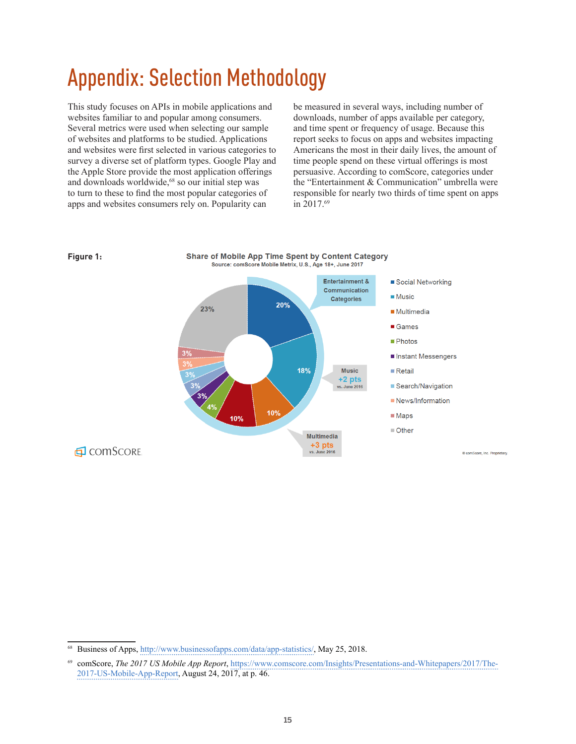# Appendix: Selection Methodology

This study focuses on APIs in mobile applications and websites familiar to and popular among consumers. Several metrics were used when selecting our sample of websites and platforms to be studied. Applications and websites were first selected in various categories to survey a diverse set of platform types. Google Play and the Apple Store provide the most application offerings and downloads worldwide,[68] so our initial step was to turn to these to find the most popular categories of apps and websites consumers rely on. Popularity can be measured in several ways, including number of downloads, number of apps available per category, and time spent or frequency of usage. Because this report seeks to focus on apps and websites impacting Americans the most in their daily lives, the amount of time people spend on these virtual offerings is most persuasive. According to comScore, categories under the "Entertainment & Communication" umbrella were responsible for nearly two thirds of time spent on apps in 2017.[69]

**Figure 1:**

**Share of Mobile App Time Spent by Content Category**
Source: comScore Mobile Metrix, U.S., Age 18+, June 2017

| Category | Share |
|---|---|
| Social Networking | 20% |
| Music | 18% |
| Multimedia | 10% |
| Games | 10% |
| Photos | 4% |
| Instant Messengers | 3% |
| Retail | 3% |
| Search/Navigation | 3% |
| News/Information | 3% |
| Maps | 3% |
| Other | 23% |

Entertainment & Communication Categories

Music +2 pts vs. June 2016

Multimedia +3 pts vs. June 2016

comSCORE

© comScore, Inc. Proprietary.

---

[68] Business of Apps, http://www.businessofapps.com/data/app-statistics/, May 25, 2018.

[69] comScore, *The 2017 US Mobile App Report*, https://www.comscore.com/Insights/Presentations-and-Whitepapers/2017/The-2017-US-Mobile-App-Report, August 24, 2017, at p. 46.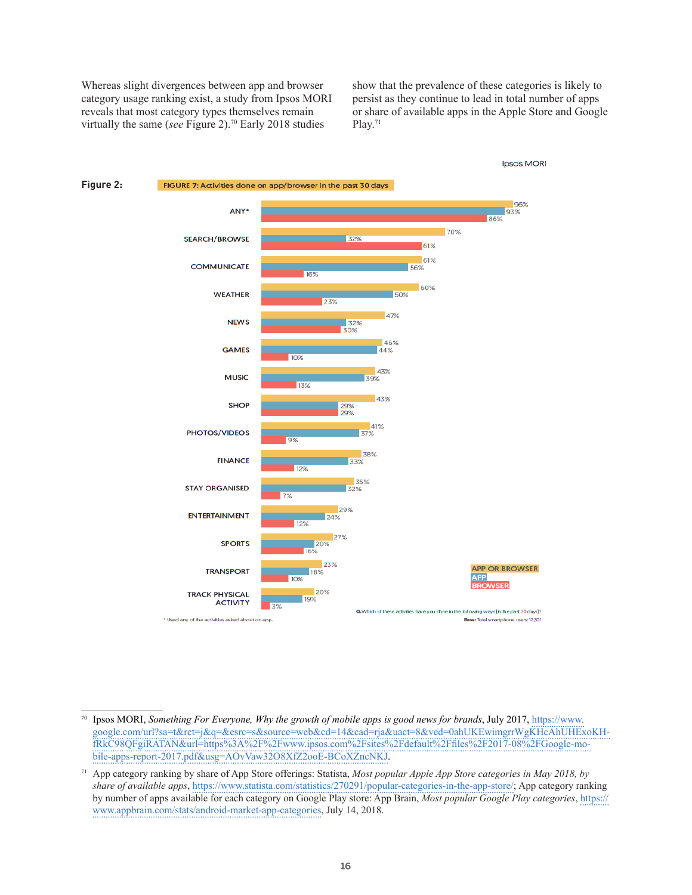Whereas slight divergences between app and browser category usage ranking exist, a study from Ipsos MORI reveals that most category types themselves remain virtually the same (*see* Figure 2).[70] Early 2018 studies show that the prevalence of these categories is likely to persist as they continue to lead in total number of apps or share of available apps in the Apple Store and Google Play.[71]

**Figure 2:**

FIGURE 7: Activities done on app/browser in the past 30 days

Ipsos MORI

| Activity | APP OR BROWSER | APP | BROWSER |
|---|---|---|---|
| ANY* | 96% | 93% | 86% |
| SEARCH/BROWSE | 70% | 32% | 61% |
| COMMUNICATE | 61% | 56% | 16% |
| WEATHER | 60% | 50% | 23% |
| NEWS | 47% | 32% | 30% |
| GAMES | 46% | 44% | 10% |
| MUSIC | 43% | 39% | 13% |
| SHOP | 43% | 29% | 29% |
| PHOTOS/VIDEOS | 41% | 37% | 9% |
| FINANCE | 38% | 33% | 12% |
| STAY ORGANISED | 35% | 32% | 7% |
| ENTERTAINMENT | 29% | 24% | 12% |
| SPORTS | 27% | 20% | 16% |
| TRANSPORT | 23% | 18% | 10% |
| TRACK PHYSICAL ACTIVITY | 20% | 19% | 3% |

\* Used any of the activities asked about on app.

**Q.** Which of these activities have you done in the following ways [in the past 30 days]?

**Base:** Total smartphone users: 12,201

[70] Ipsos MORI, *Something For Everyone, Why the growth of mobile apps is good news for brands*, July 2017, https://www.google.com/url?sa=t&rct=j&q=&esrc=s&source=web&cd=14&cad=rja&uact=8&ved=0ahUKEwimgrrWgKHcAhUHExoKHfRkC98QFgiRATAN&url=https%3A%2F%2Fwww.ipsos.com%2Fsites%2Fdefault%2Ffiles%2F2017-08%2FGoogle-mobile-apps-report-2017.pdf&usg=AOvVaw32O8XfZ2ooE-BCoXZncNKJ.

[71] App category ranking by share of App Store offerings: Statista, *Most popular Apple App Store categories in May 2018, by share of available apps*, https://www.statista.com/statistics/270291/popular-categories-in-the-app-store/; App category ranking by number of apps available for each category on Google Play store: App Brain, *Most popular Google Play categories*, https://www.appbrain.com/stats/android-market-app-categories, July 14, 2018.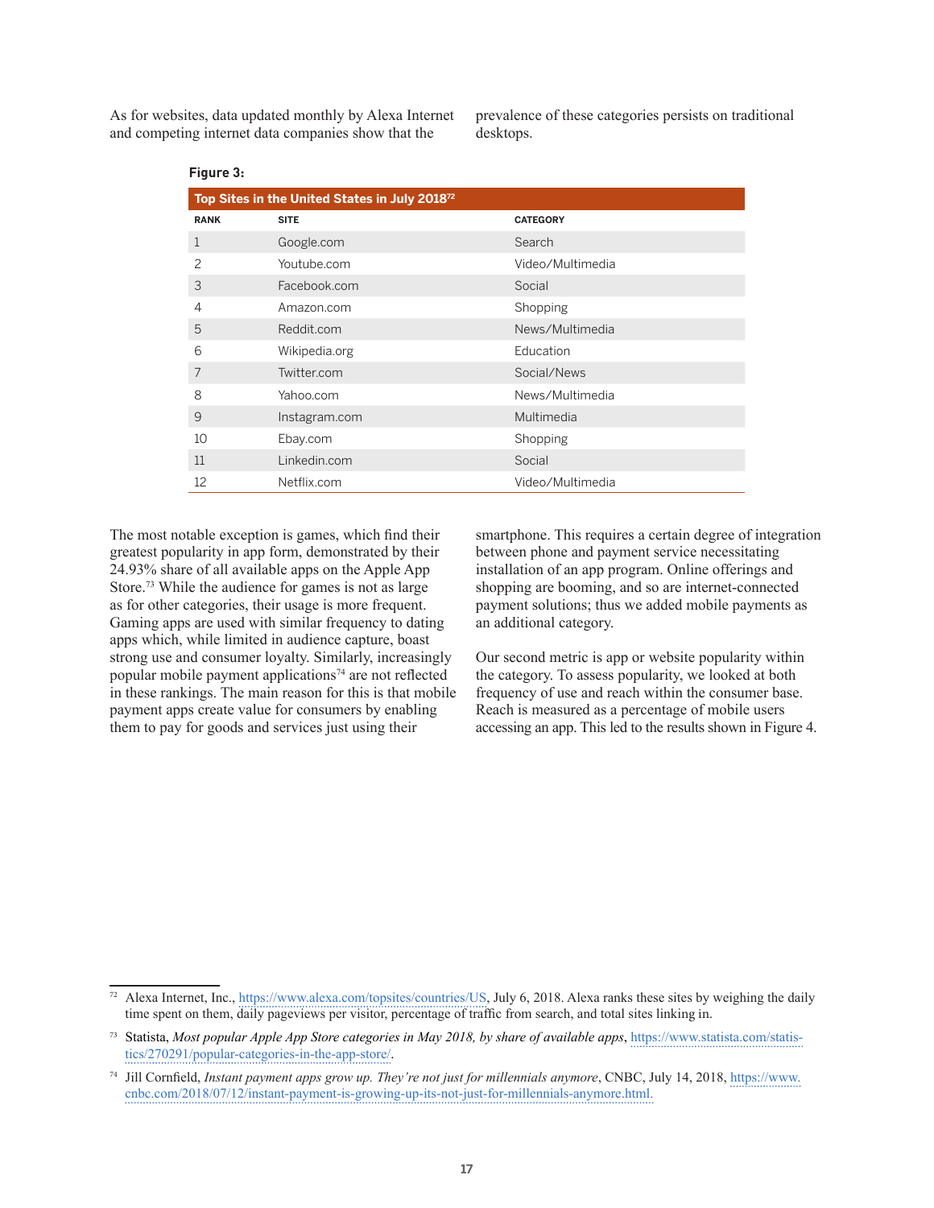As for websites, data updated monthly by Alexa Internet and competing internet data companies show that the prevalence of these categories persists on traditional desktops.

**Figure 3:**

**Top Sites in the United States in July 2018**[72]

| RANK | SITE | CATEGORY |
|---|---|---|
| 1 | Google.com | Search |
| 2 | Youtube.com | Video/Multimedia |
| 3 | Facebook.com | Social |
| 4 | Amazon.com | Shopping |
| 5 | Reddit.com | News/Multimedia |
| 6 | Wikipedia.org | Education |
| 7 | Twitter.com | Social/News |
| 8 | Yahoo.com | News/Multimedia |
| 9 | Instagram.com | Multimedia |
| 10 | Ebay.com | Shopping |
| 11 | Linkedin.com | Social |
| 12 | Netflix.com | Video/Multimedia |

The most notable exception is games, which find their greatest popularity in app form, demonstrated by their 24.93% share of all available apps on the Apple App Store.[73] While the audience for games is not as large as for other categories, their usage is more frequent. Gaming apps are used with similar frequency to dating apps which, while limited in audience capture, boast strong use and consumer loyalty. Similarly, increasingly popular mobile payment applications[74] are not reflected in these rankings. The main reason for this is that mobile payment apps create value for consumers by enabling them to pay for goods and services just using their smartphone. This requires a certain degree of integration between phone and payment service necessitating installation of an app program. Online offerings and shopping are booming, and so are internet-connected payment solutions; thus we added mobile payments as an additional category.

Our second metric is app or website popularity within the category. To assess popularity, we looked at both frequency of use and reach within the consumer base. Reach is measured as a percentage of mobile users accessing an app. This led to the results shown in Figure 4.

---

[72] Alexa Internet, Inc., https://www.alexa.com/topsites/countries/US, July 6, 2018. Alexa ranks these sites by weighing the daily time spent on them, daily pageviews per visitor, percentage of traffic from search, and total sites linking in.

[73] Statista, *Most popular Apple App Store categories in May 2018, by share of available apps*, https://www.statista.com/statistics/270291/popular-categories-in-the-app-store/.

[74] Jill Cornfield, *Instant payment apps grow up. They're not just for millennials anymore*, CNBC, July 14, 2018, https://www.cnbc.com/2018/07/12/instant-payment-is-growing-up-its-not-just-for-millennials-anymore.html.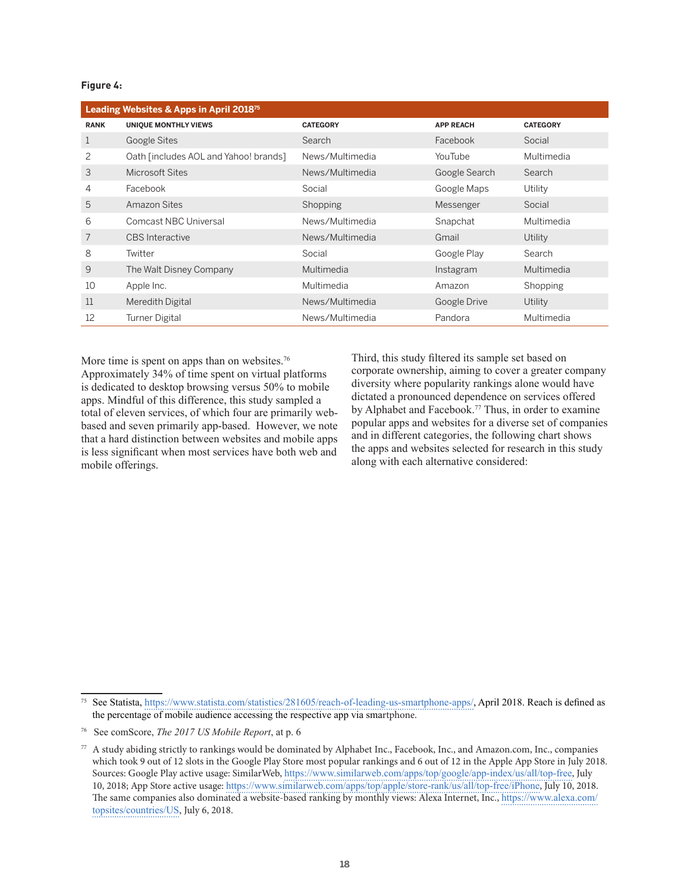**Figure 4:**

**Leading Websites & Apps in April 2018[75]**

| RANK | UNIQUE MONTHLY VIEWS | CATEGORY | APP REACH | CATEGORY |
|---|---|---|---|---|
| 1 | Google Sites | Search | Facebook | Social |
| 2 | Oath [includes AOL and Yahoo! brands] | News/Multimedia | YouTube | Multimedia |
| 3 | Microsoft Sites | News/Multimedia | Google Search | Search |
| 4 | Facebook | Social | Google Maps | Utility |
| 5 | Amazon Sites | Shopping | Messenger | Social |
| 6 | Comcast NBC Universal | News/Multimedia | Snapchat | Multimedia |
| 7 | CBS Interactive | News/Multimedia | Gmail | Utility |
| 8 | Twitter | Social | Google Play | Search |
| 9 | The Walt Disney Company | Multimedia | Instagram | Multimedia |
| 10 | Apple Inc. | Multimedia | Amazon | Shopping |
| 11 | Meredith Digital | News/Multimedia | Google Drive | Utility |
| 12 | Turner Digital | News/Multimedia | Pandora | Multimedia |

More time is spent on apps than on websites.[76] Approximately 34% of time spent on virtual platforms is dedicated to desktop browsing versus 50% to mobile apps. Mindful of this difference, this study sampled a total of eleven services, of which four are primarily web-based and seven primarily app-based. However, we note that a hard distinction between websites and mobile apps is less significant when most services have both web and mobile offerings.

Third, this study filtered its sample set based on corporate ownership, aiming to cover a greater company diversity where popularity rankings alone would have dictated a pronounced dependence on services offered by Alphabet and Facebook.[77] Thus, in order to examine popular apps and websites for a diverse set of companies and in different categories, the following chart shows the apps and websites selected for research in this study along with each alternative considered:

---

[75] See Statista, https://www.statista.com/statistics/281605/reach-of-leading-us-smartphone-apps/, April 2018. Reach is defined as the percentage of mobile audience accessing the respective app via smartphone.

[76] See comScore, *The 2017 US Mobile Report*, at p. 6

[77] A study abiding strictly to rankings would be dominated by Alphabet Inc., Facebook, Inc., and Amazon.com, Inc., companies which took 9 out of 12 slots in the Google Play Store most popular rankings and 6 out of 12 in the Apple App Store in July 2018. Sources: Google Play active usage: SimilarWeb, https://www.similarweb.com/apps/top/google/app-index/us/all/top-free, July 10, 2018; App Store active usage: https://www.similarweb.com/apps/top/apple/store-rank/us/all/top-free/iPhone, July 10, 2018. The same companies also dominated a website-based ranking by monthly views: Alexa Internet, Inc., https://www.alexa.com/topsites/countries/US, July 6, 2018.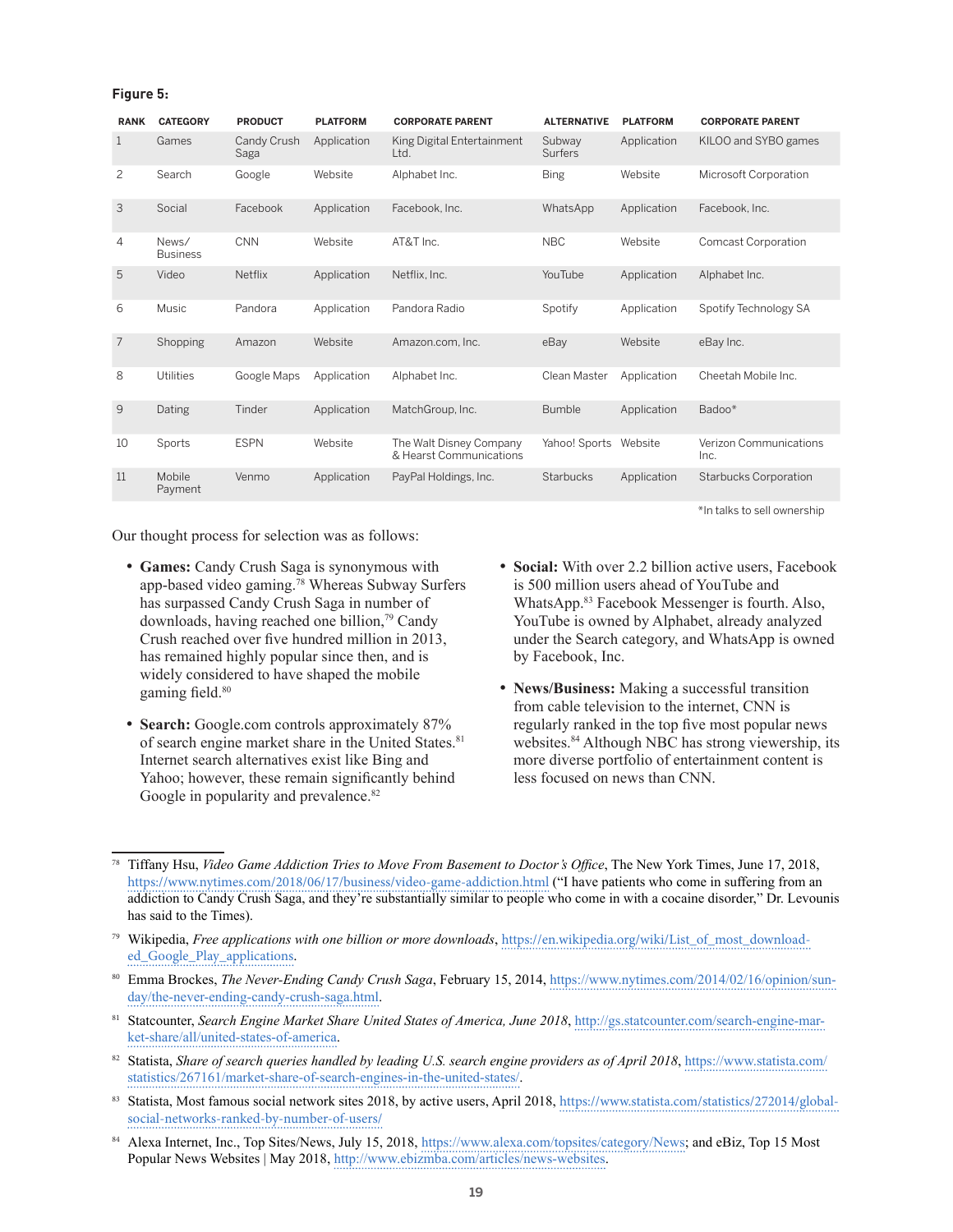**Figure 5:**

| RANK | CATEGORY | PRODUCT | PLATFORM | CORPORATE PARENT | ALTERNATIVE | PLATFORM | CORPORATE PARENT |
|---|---|---|---|---|---|---|---|
| 1 | Games | Candy Crush Saga | Application | King Digital Entertainment Ltd. | Subway Surfers | Application | KILOO and SYBO games |
| 2 | Search | Google | Website | Alphabet Inc. | Bing | Website | Microsoft Corporation |
| 3 | Social | Facebook | Application | Facebook, Inc. | WhatsApp | Application | Facebook, Inc. |
| 4 | News/ Business | CNN | Website | AT&T Inc. | NBC | Website | Comcast Corporation |
| 5 | Video | Netflix | Application | Netflix, Inc. | YouTube | Application | Alphabet Inc. |
| 6 | Music | Pandora | Application | Pandora Radio | Spotify | Application | Spotify Technology SA |
| 7 | Shopping | Amazon | Website | Amazon.com, Inc. | eBay | Website | eBay Inc. |
| 8 | Utilities | Google Maps | Application | Alphabet Inc. | Clean Master | Application | Cheetah Mobile Inc. |
| 9 | Dating | Tinder | Application | MatchGroup, Inc. | Bumble | Application | Badoo* |
| 10 | Sports | ESPN | Website | The Walt Disney Company & Hearst Communications | Yahoo! Sports | Website | Verizon Communications Inc. |
| 11 | Mobile Payment | Venmo | Application | PayPal Holdings, Inc. | Starbucks | Application | Starbucks Corporation |

*In talks to sell ownership

Our thought process for selection was as follows:

- **Games:** Candy Crush Saga is synonymous with app-based video gaming.[78] Whereas Subway Surfers has surpassed Candy Crush Saga in number of downloads, having reached one billion,[79] Candy Crush reached over five hundred million in 2013, has remained highly popular since then, and is widely considered to have shaped the mobile gaming field.[80]

- **Search:** Google.com controls approximately 87% of search engine market share in the United States.[81] Internet search alternatives exist like Bing and Yahoo; however, these remain significantly behind Google in popularity and prevalence.[82]

- **Social:** With over 2.2 billion active users, Facebook is 500 million users ahead of YouTube and WhatsApp.[83] Facebook Messenger is fourth. Also, YouTube is owned by Alphabet, already analyzed under the Search category, and WhatsApp is owned by Facebook, Inc.

- **News/Business:** Making a successful transition from cable television to the internet, CNN is regularly ranked in the top five most popular news websites.[84] Although NBC has strong viewership, its more diverse portfolio of entertainment content is less focused on news than CNN.

---

[78] Tiffany Hsu, *Video Game Addiction Tries to Move From Basement to Doctor's Office*, The New York Times, June 17, 2018, https://www.nytimes.com/2018/06/17/business/video-game-addiction.html ("I have patients who come in suffering from an addiction to Candy Crush Saga, and they're substantially similar to people who come in with a cocaine disorder," Dr. Levounis has said to the Times).

[79] Wikipedia, *Free applications with one billion or more downloads*, https://en.wikipedia.org/wiki/List_of_most_downloaded_Google_Play_applications.

[80] Emma Brockes, *The Never-Ending Candy Crush Saga*, February 15, 2014, https://www.nytimes.com/2014/02/16/opinion/sunday/the-never-ending-candy-crush-saga.html.

[81] Statcounter, *Search Engine Market Share United States of America, June 2018*, http://gs.statcounter.com/search-engine-market-share/all/united-states-of-america.

[82] Statista, *Share of search queries handled by leading U.S. search engine providers as of April 2018*, https://www.statista.com/statistics/267161/market-share-of-search-engines-in-the-united-states/.

[83] Statista, Most famous social network sites 2018, by active users, April 2018, https://www.statista.com/statistics/272014/global-social-networks-ranked-by-number-of-users/

[84] Alexa Internet, Inc., Top Sites/News, July 15, 2018, https://www.alexa.com/topsites/category/News; and eBiz, Top 15 Most Popular News Websites | May 2018, http://www.ebizmba.com/articles/news-websites.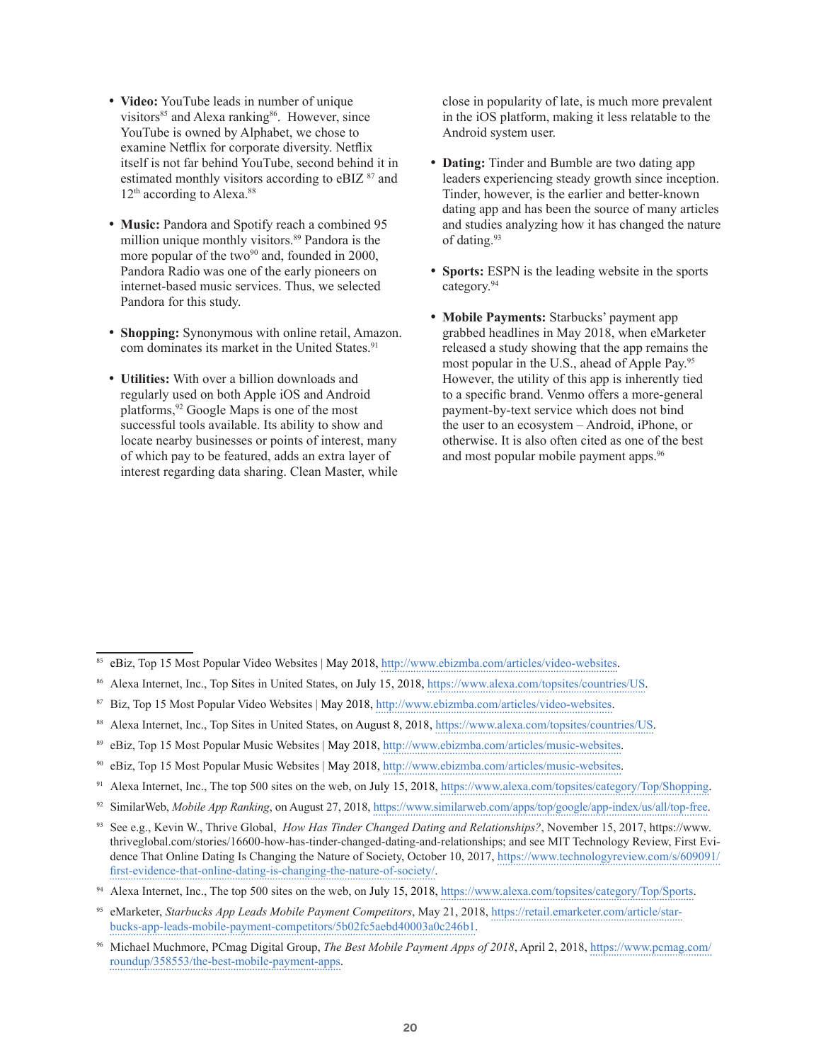- **Video:** YouTube leads in number of unique visitors[85] and Alexa ranking[86]. However, since YouTube is owned by Alphabet, we chose to examine Netflix for corporate diversity. Netflix itself is not far behind YouTube, second behind it in estimated monthly visitors according to eBIZ [87] and 12th according to Alexa.[88]

- **Music:** Pandora and Spotify reach a combined 95 million unique monthly visitors.[89] Pandora is the more popular of the two[90] and, founded in 2000, Pandora Radio was one of the early pioneers on internet-based music services. Thus, we selected Pandora for this study.

- **Shopping:** Synonymous with online retail, Amazon.com dominates its market in the United States.[91]

- **Utilities:** With over a billion downloads and regularly used on both Apple iOS and Android platforms,[92] Google Maps is one of the most successful tools available. Its ability to show and locate nearby businesses or points of interest, many of which pay to be featured, adds an extra layer of interest regarding data sharing. Clean Master, while close in popularity of late, is much more prevalent in the iOS platform, making it less relatable to the Android system user.

- **Dating:** Tinder and Bumble are two dating app leaders experiencing steady growth since inception. Tinder, however, is the earlier and better-known dating app and has been the source of many articles and studies analyzing how it has changed the nature of dating.[93]

- **Sports:** ESPN is the leading website in the sports category.[94]

- **Mobile Payments:** Starbucks' payment app grabbed headlines in May 2018, when eMarketer released a study showing that the app remains the most popular in the U.S., ahead of Apple Pay.[95] However, the utility of this app is inherently tied to a specific brand. Venmo offers a more-general payment-by-text service which does not bind the user to an ecosystem – Android, iPhone, or otherwise. It is also often cited as one of the best and most popular mobile payment apps.[96]

---

[85] eBiz, Top 15 Most Popular Video Websites | May 2018, http://www.ebizmba.com/articles/video-websites.

[86] Alexa Internet, Inc., Top Sites in United States, on July 15, 2018, https://www.alexa.com/topsites/countries/US.

[87] Biz, Top 15 Most Popular Video Websites | May 2018, http://www.ebizmba.com/articles/video-websites.

[88] Alexa Internet, Inc., Top Sites in United States, on August 8, 2018, https://www.alexa.com/topsites/countries/US.

[89] eBiz, Top 15 Most Popular Music Websites | May 2018, http://www.ebizmba.com/articles/music-websites.

[90] eBiz, Top 15 Most Popular Music Websites | May 2018, http://www.ebizmba.com/articles/music-websites.

[91] Alexa Internet, Inc., The top 500 sites on the web, on July 15, 2018, https://www.alexa.com/topsites/category/Top/Shopping.

[92] SimilarWeb, *Mobile App Ranking*, on August 27, 2018, https://www.similarweb.com/apps/top/google/app-index/us/all/top-free.

[93] See e.g., Kevin W., Thrive Global, *How Has Tinder Changed Dating and Relationships?*, November 15, 2017, https://www.thriveglobal.com/stories/16600-how-has-tinder-changed-dating-and-relationships; and see MIT Technology Review, First Evidence That Online Dating Is Changing the Nature of Society, October 10, 2017, https://www.technologyreview.com/s/609091/first-evidence-that-online-dating-is-changing-the-nature-of-society/.

[94] Alexa Internet, Inc., The top 500 sites on the web, on July 15, 2018, https://www.alexa.com/topsites/category/Top/Sports.

[95] eMarketer, *Starbucks App Leads Mobile Payment Competitors*, May 21, 2018, https://retail.emarketer.com/article/starbucks-app-leads-mobile-payment-competitors/5b02fc5aebd40003a0c246b1.

[96] Michael Muchmore, PCmag Digital Group, *The Best Mobile Payment Apps of 2018*, April 2, 2018, https://www.pcmag.com/roundup/358553/the-best-mobile-payment-apps.